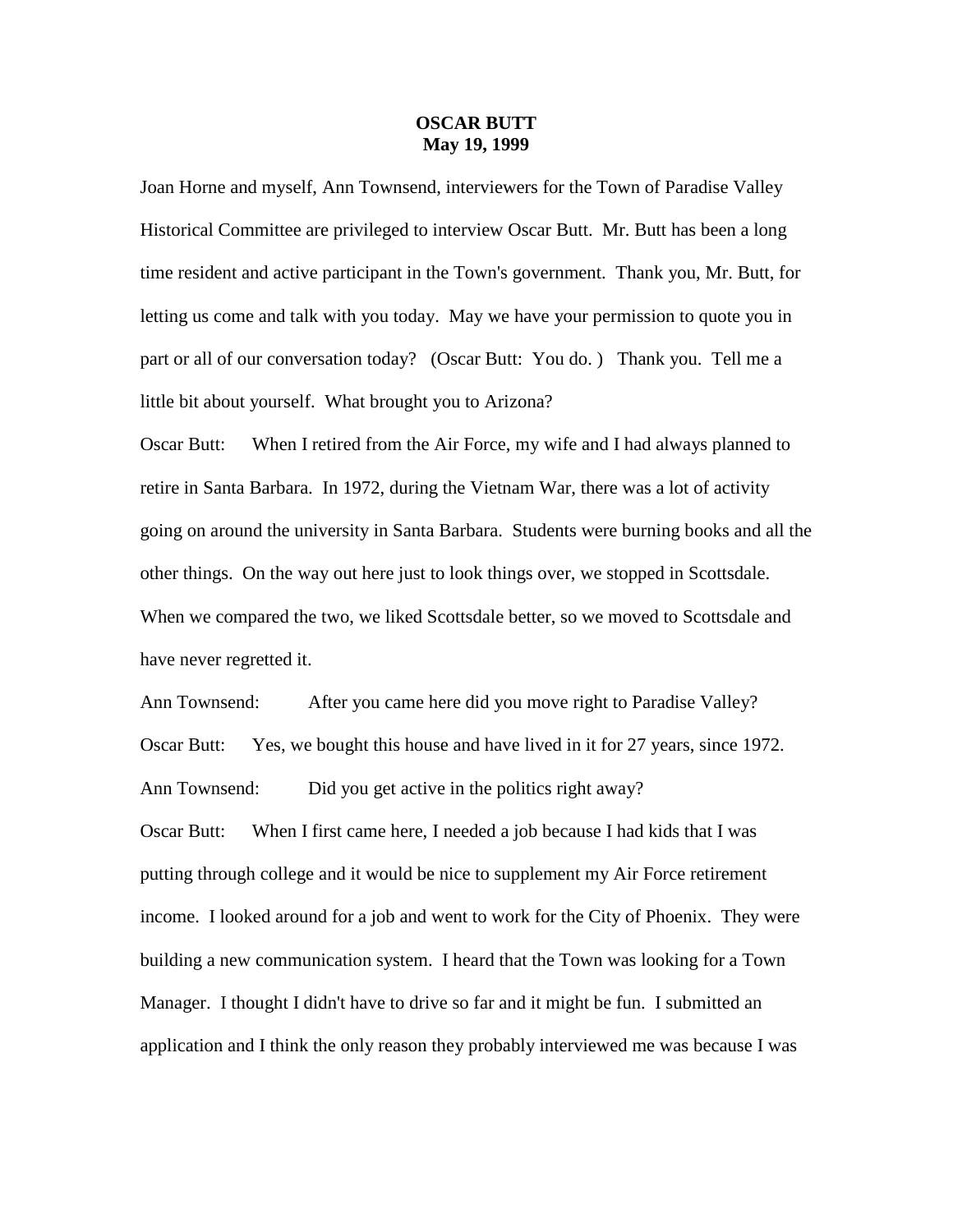**OSCAR BUTT**
**May 19, 1999**

Joan Horne and myself, Ann Townsend, interviewers for the Town of Paradise Valley Historical Committee are privileged to interview Oscar Butt. Mr. Butt has been a long time resident and active participant in the Town's government. Thank you, Mr. Butt, for letting us come and talk with you today. May we have your permission to quote you in part or all of our conversation today? (Oscar Butt: You do. ) Thank you. Tell me a little bit about yourself. What brought you to Arizona?

Oscar Butt: When I retired from the Air Force, my wife and I had always planned to retire in Santa Barbara. In 1972, during the Vietnam War, there was a lot of activity going on around the university in Santa Barbara. Students were burning books and all the other things. On the way out here just to look things over, we stopped in Scottsdale. When we compared the two, we liked Scottsdale better, so we moved to Scottsdale and have never regretted it.

Ann Townsend: After you came here did you move right to Paradise Valley?

Oscar Butt: Yes, we bought this house and have lived in it for 27 years, since 1972.

Ann Townsend: Did you get active in the politics right away?

Oscar Butt: When I first came here, I needed a job because I had kids that I was putting through college and it would be nice to supplement my Air Force retirement income. I looked around for a job and went to work for the City of Phoenix. They were building a new communication system. I heard that the Town was looking for a Town Manager. I thought I didn't have to drive so far and it might be fun. I submitted an application and I think the only reason they probably interviewed me was because I was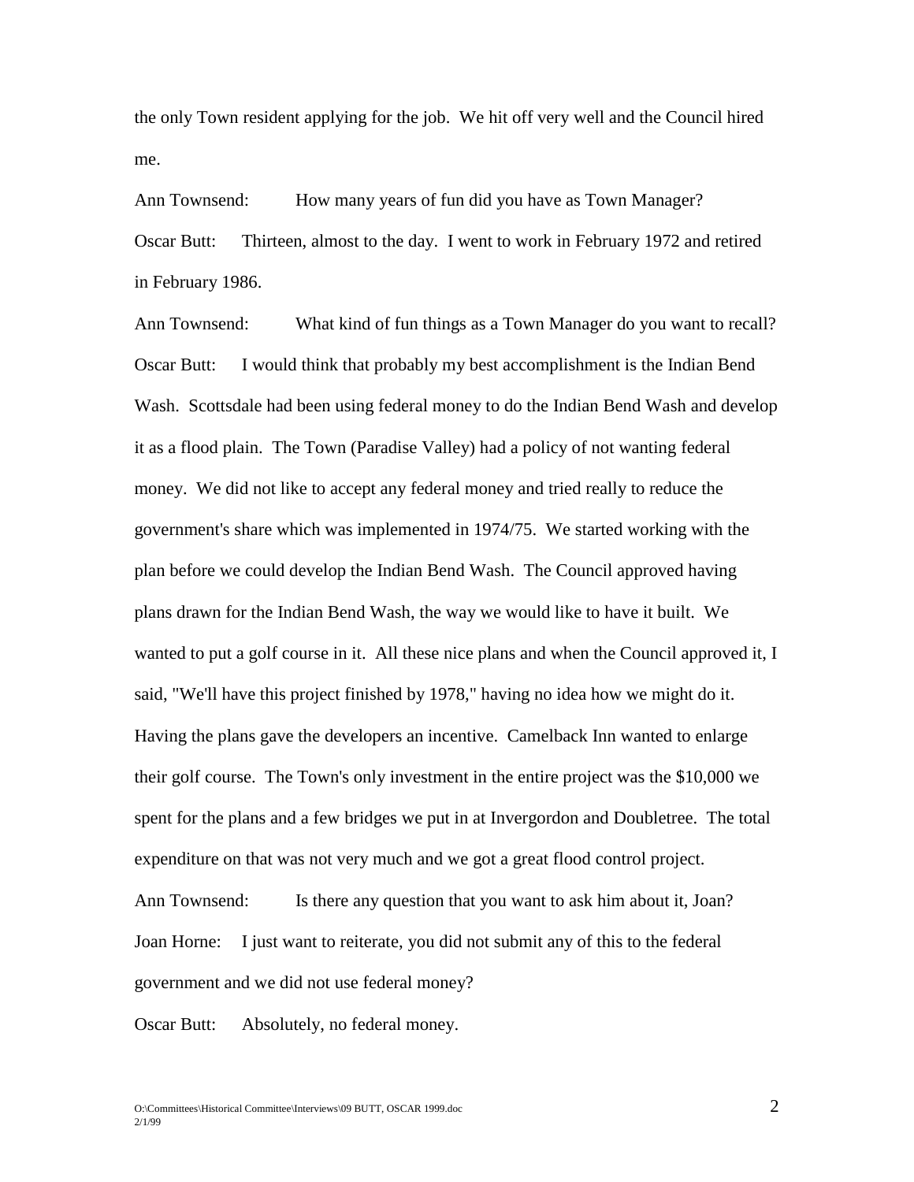the only Town resident applying for the job. We hit off very well and the Council hired me.

Ann Townsend: How many years of fun did you have as Town Manager?

Oscar Butt: Thirteen, almost to the day. I went to work in February 1972 and retired in February 1986.

Ann Townsend: What kind of fun things as a Town Manager do you want to recall?

Oscar Butt: I would think that probably my best accomplishment is the Indian Bend Wash. Scottsdale had been using federal money to do the Indian Bend Wash and develop it as a flood plain. The Town (Paradise Valley) had a policy of not wanting federal money. We did not like to accept any federal money and tried really to reduce the government's share which was implemented in 1974/75. We started working with the plan before we could develop the Indian Bend Wash. The Council approved having plans drawn for the Indian Bend Wash, the way we would like to have it built. We wanted to put a golf course in it. All these nice plans and when the Council approved it, I said, "We'll have this project finished by 1978," having no idea how we might do it. Having the plans gave the developers an incentive. Camelback Inn wanted to enlarge their golf course. The Town's only investment in the entire project was the $10,000 we spent for the plans and a few bridges we put in at Invergordon and Doubletree. The total expenditure on that was not very much and we got a great flood control project.

Ann Townsend: Is there any question that you want to ask him about it, Joan?

Joan Horne: I just want to reiterate, you did not submit any of this to the federal government and we did not use federal money?

Oscar Butt: Absolutely, no federal money.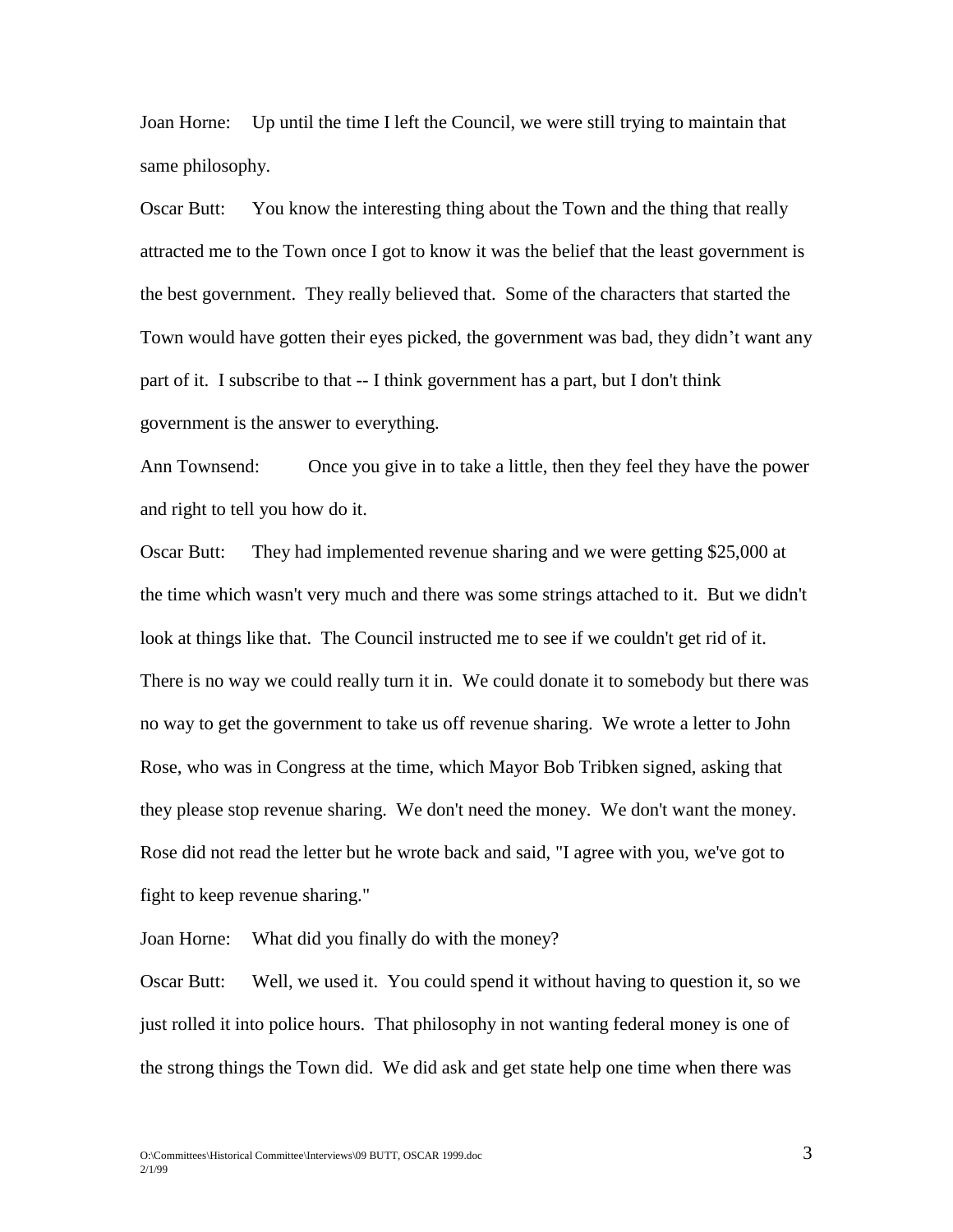Joan Horne: Up until the time I left the Council, we were still trying to maintain that same philosophy.

Oscar Butt: You know the interesting thing about the Town and the thing that really attracted me to the Town once I got to know it was the belief that the least government is the best government. They really believed that. Some of the characters that started the Town would have gotten their eyes picked, the government was bad, they didn't want any part of it. I subscribe to that -- I think government has a part, but I don't think government is the answer to everything.

Ann Townsend: Once you give in to take a little, then they feel they have the power and right to tell you how do it.

Oscar Butt: They had implemented revenue sharing and we were getting $25,000 at the time which wasn't very much and there was some strings attached to it. But we didn't look at things like that. The Council instructed me to see if we couldn't get rid of it. There is no way we could really turn it in. We could donate it to somebody but there was no way to get the government to take us off revenue sharing. We wrote a letter to John Rose, who was in Congress at the time, which Mayor Bob Tribken signed, asking that they please stop revenue sharing. We don't need the money. We don't want the money. Rose did not read the letter but he wrote back and said, "I agree with you, we've got to fight to keep revenue sharing."

Joan Horne: What did you finally do with the money?

Oscar Butt: Well, we used it. You could spend it without having to question it, so we just rolled it into police hours. That philosophy in not wanting federal money is one of the strong things the Town did. We did ask and get state help one time when there was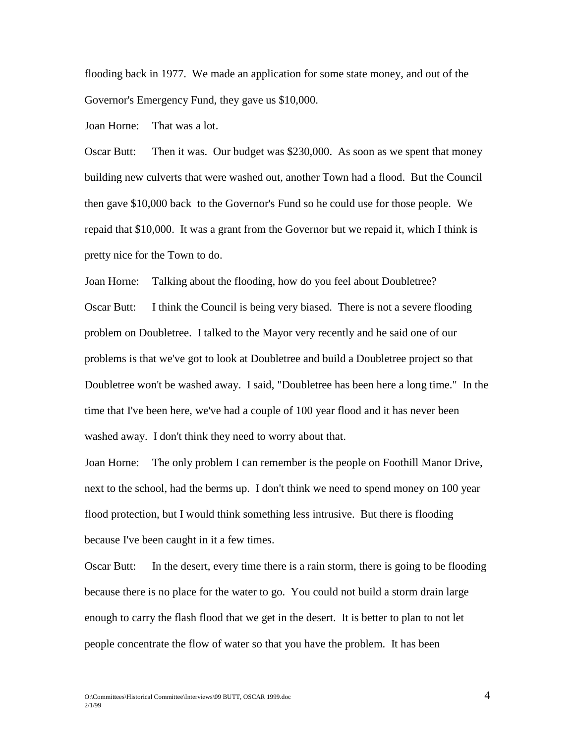flooding back in 1977. We made an application for some state money, and out of the Governor's Emergency Fund, they gave us $10,000.

Joan Horne: That was a lot.

Oscar Butt: Then it was. Our budget was $230,000. As soon as we spent that money building new culverts that were washed out, another Town had a flood. But the Council then gave $10,000 back to the Governor's Fund so he could use for those people. We repaid that $10,000. It was a grant from the Governor but we repaid it, which I think is pretty nice for the Town to do.

Joan Horne: Talking about the flooding, how do you feel about Doubletree?

Oscar Butt: I think the Council is being very biased. There is not a severe flooding problem on Doubletree. I talked to the Mayor very recently and he said one of our problems is that we've got to look at Doubletree and build a Doubletree project so that Doubletree won't be washed away. I said, "Doubletree has been here a long time." In the time that I've been here, we've had a couple of 100 year flood and it has never been washed away. I don't think they need to worry about that.

Joan Horne: The only problem I can remember is the people on Foothill Manor Drive, next to the school, had the berms up. I don't think we need to spend money on 100 year flood protection, but I would think something less intrusive. But there is flooding because I've been caught in it a few times.

Oscar Butt: In the desert, every time there is a rain storm, there is going to be flooding because there is no place for the water to go. You could not build a storm drain large enough to carry the flash flood that we get in the desert. It is better to plan to not let people concentrate the flow of water so that you have the problem. It has been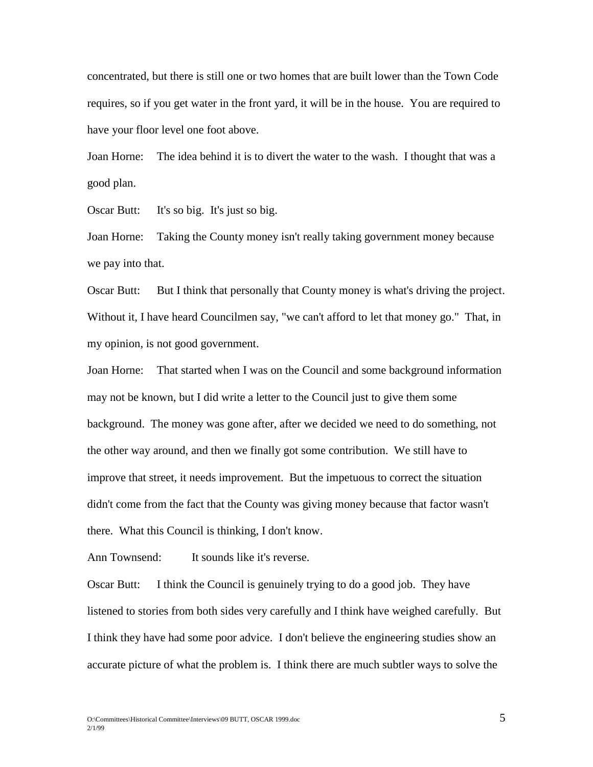concentrated, but there is still one or two homes that are built lower than the Town Code requires, so if you get water in the front yard, it will be in the house. You are required to have your floor level one foot above.

Joan Horne: The idea behind it is to divert the water to the wash. I thought that was a good plan.

Oscar Butt: It's so big. It's just so big.

Joan Horne: Taking the County money isn't really taking government money because we pay into that.

Oscar Butt: But I think that personally that County money is what's driving the project. Without it, I have heard Councilmen say, "we can't afford to let that money go." That, in my opinion, is not good government.

Joan Horne: That started when I was on the Council and some background information may not be known, but I did write a letter to the Council just to give them some background. The money was gone after, after we decided we need to do something, not the other way around, and then we finally got some contribution. We still have to improve that street, it needs improvement. But the impetuous to correct the situation didn't come from the fact that the County was giving money because that factor wasn't there. What this Council is thinking, I don't know.

Ann Townsend: It sounds like it's reverse.

Oscar Butt: I think the Council is genuinely trying to do a good job. They have listened to stories from both sides very carefully and I think have weighed carefully. But I think they have had some poor advice. I don't believe the engineering studies show an accurate picture of what the problem is. I think there are much subtler ways to solve the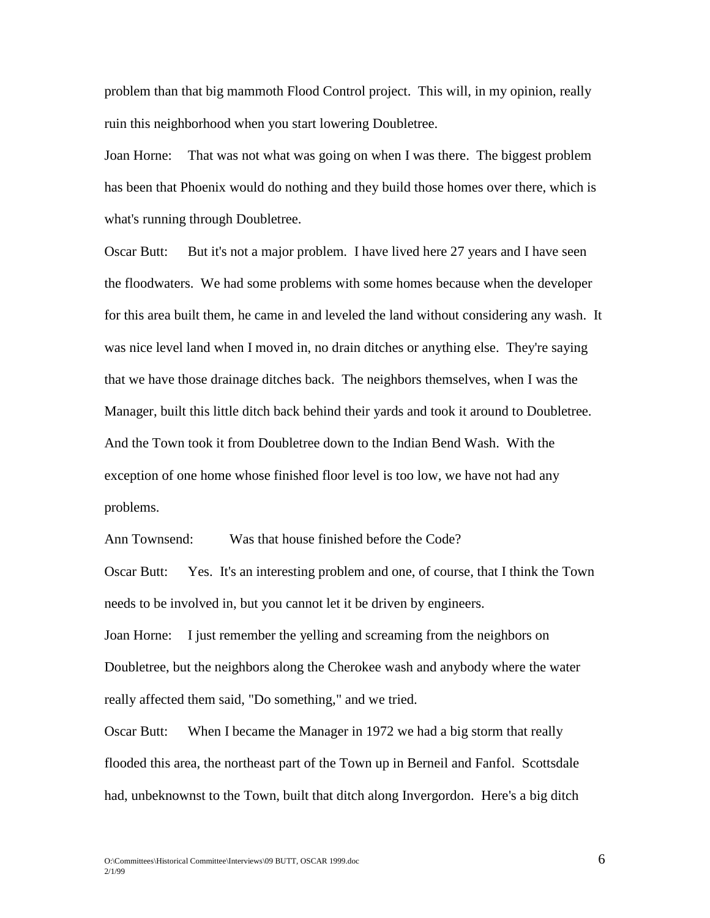problem than that big mammoth Flood Control project. This will, in my opinion, really ruin this neighborhood when you start lowering Doubletree.

Joan Horne: That was not what was going on when I was there. The biggest problem has been that Phoenix would do nothing and they build those homes over there, which is what's running through Doubletree.

Oscar Butt: But it's not a major problem. I have lived here 27 years and I have seen the floodwaters. We had some problems with some homes because when the developer for this area built them, he came in and leveled the land without considering any wash. It was nice level land when I moved in, no drain ditches or anything else. They're saying that we have those drainage ditches back. The neighbors themselves, when I was the Manager, built this little ditch back behind their yards and took it around to Doubletree. And the Town took it from Doubletree down to the Indian Bend Wash. With the exception of one home whose finished floor level is too low, we have not had any problems.

Ann Townsend: Was that house finished before the Code?

Oscar Butt: Yes. It's an interesting problem and one, of course, that I think the Town needs to be involved in, but you cannot let it be driven by engineers.

Joan Horne: I just remember the yelling and screaming from the neighbors on Doubletree, but the neighbors along the Cherokee wash and anybody where the water really affected them said, "Do something," and we tried.

Oscar Butt: When I became the Manager in 1972 we had a big storm that really flooded this area, the northeast part of the Town up in Berneil and Fanfol. Scottsdale had, unbeknownst to the Town, built that ditch along Invergordon. Here's a big ditch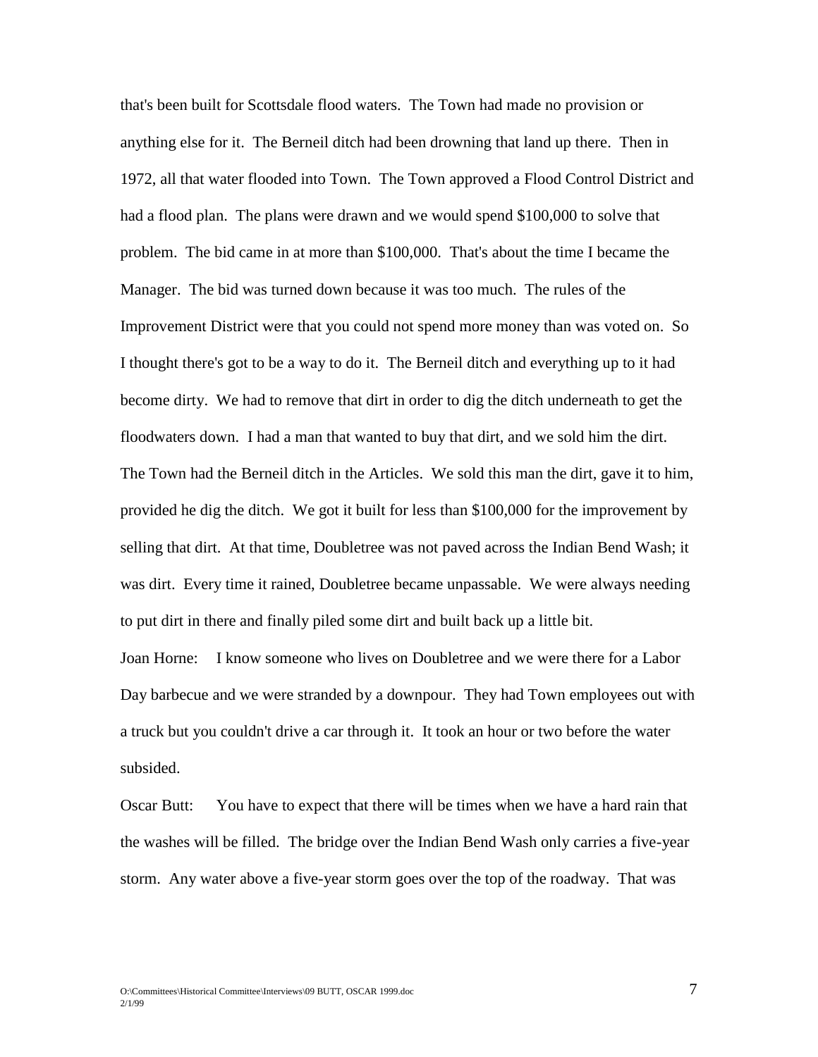that's been built for Scottsdale flood waters. The Town had made no provision or anything else for it. The Berneil ditch had been drowning that land up there. Then in 1972, all that water flooded into Town. The Town approved a Flood Control District and had a flood plan. The plans were drawn and we would spend $100,000 to solve that problem. The bid came in at more than $100,000. That's about the time I became the Manager. The bid was turned down because it was too much. The rules of the Improvement District were that you could not spend more money than was voted on. So I thought there's got to be a way to do it. The Berneil ditch and everything up to it had become dirty. We had to remove that dirt in order to dig the ditch underneath to get the floodwaters down. I had a man that wanted to buy that dirt, and we sold him the dirt. The Town had the Berneil ditch in the Articles. We sold this man the dirt, gave it to him, provided he dig the ditch. We got it built for less than $100,000 for the improvement by selling that dirt. At that time, Doubletree was not paved across the Indian Bend Wash; it was dirt. Every time it rained, Doubletree became unpassable. We were always needing to put dirt in there and finally piled some dirt and built back up a little bit.

Joan Horne: I know someone who lives on Doubletree and we were there for a Labor Day barbecue and we were stranded by a downpour. They had Town employees out with a truck but you couldn't drive a car through it. It took an hour or two before the water subsided.

Oscar Butt: You have to expect that there will be times when we have a hard rain that the washes will be filled. The bridge over the Indian Bend Wash only carries a five-year storm. Any water above a five-year storm goes over the top of the roadway. That was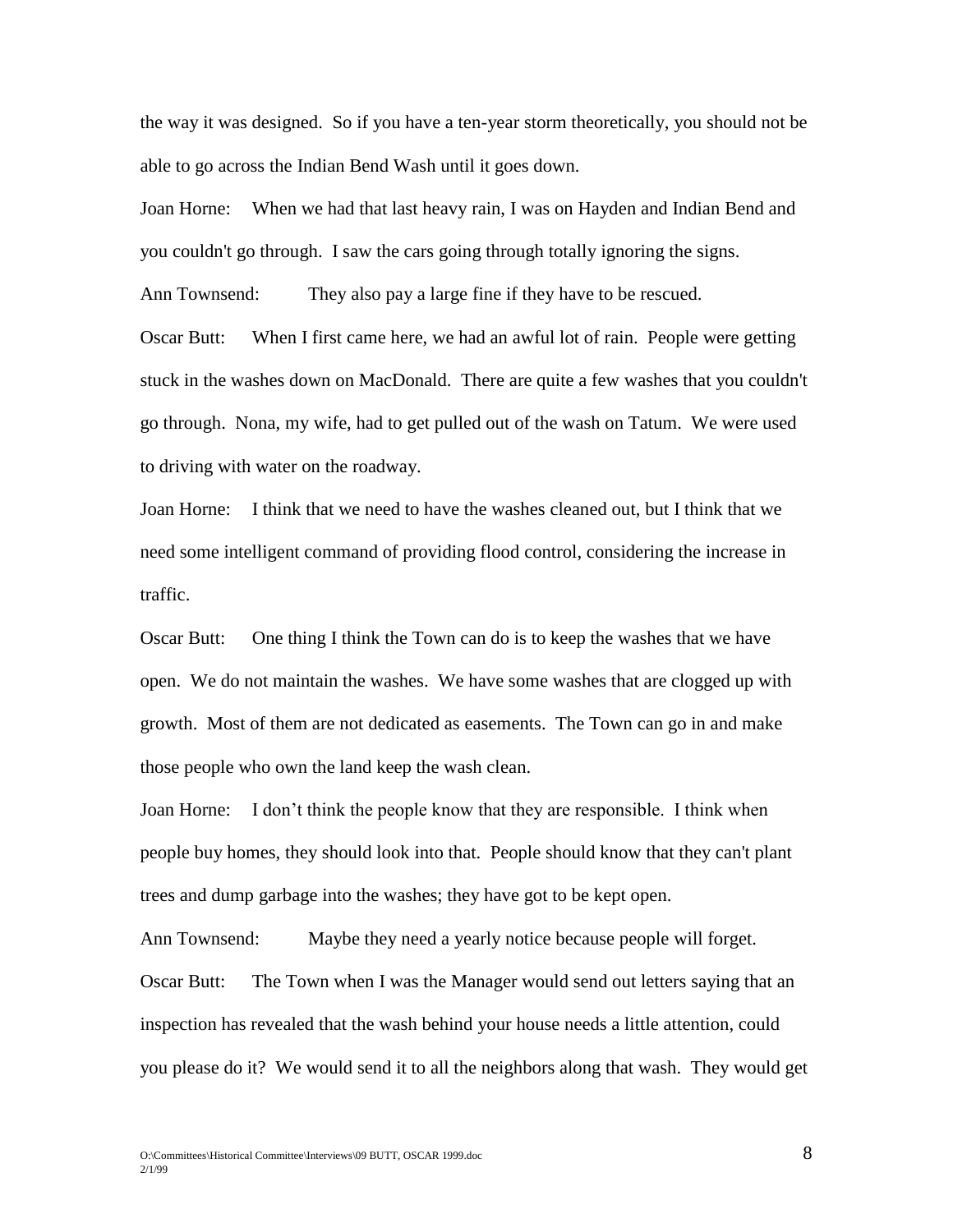the way it was designed. So if you have a ten-year storm theoretically, you should not be able to go across the Indian Bend Wash until it goes down.

Joan Horne: When we had that last heavy rain, I was on Hayden and Indian Bend and you couldn't go through. I saw the cars going through totally ignoring the signs.

Ann Townsend: They also pay a large fine if they have to be rescued.

Oscar Butt: When I first came here, we had an awful lot of rain. People were getting stuck in the washes down on MacDonald. There are quite a few washes that you couldn't go through. Nona, my wife, had to get pulled out of the wash on Tatum. We were used to driving with water on the roadway.

Joan Horne: I think that we need to have the washes cleaned out, but I think that we need some intelligent command of providing flood control, considering the increase in traffic.

Oscar Butt: One thing I think the Town can do is to keep the washes that we have open. We do not maintain the washes. We have some washes that are clogged up with growth. Most of them are not dedicated as easements. The Town can go in and make those people who own the land keep the wash clean.

Joan Horne: I don't think the people know that they are responsible. I think when people buy homes, they should look into that. People should know that they can't plant trees and dump garbage into the washes; they have got to be kept open.

Ann Townsend: Maybe they need a yearly notice because people will forget.

Oscar Butt: The Town when I was the Manager would send out letters saying that an inspection has revealed that the wash behind your house needs a little attention, could you please do it? We would send it to all the neighbors along that wash. They would get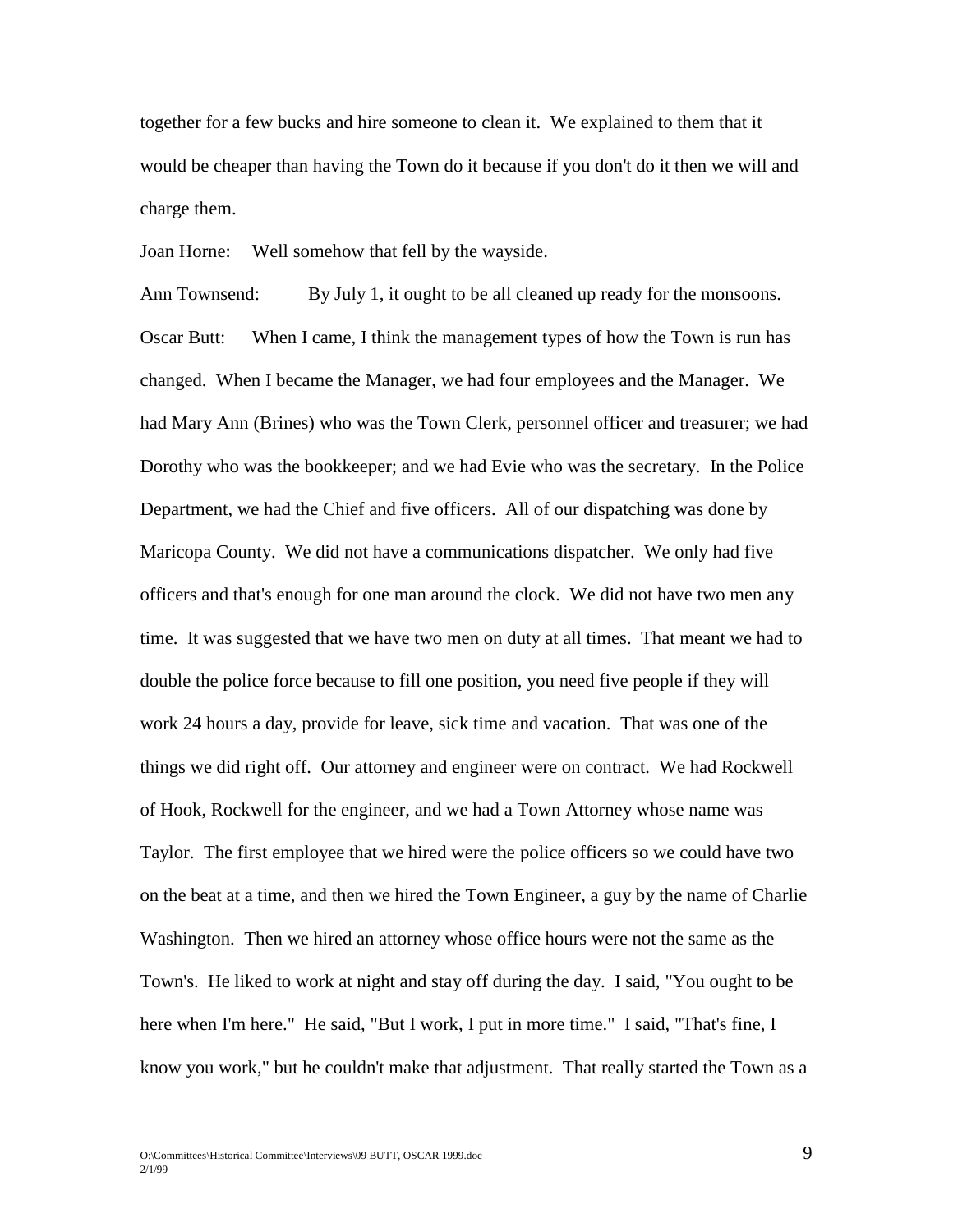together for a few bucks and hire someone to clean it. We explained to them that it would be cheaper than having the Town do it because if you don't do it then we will and charge them.

Joan Horne: Well somehow that fell by the wayside.

Ann Townsend: By July 1, it ought to be all cleaned up ready for the monsoons.

Oscar Butt: When I came, I think the management types of how the Town is run has changed. When I became the Manager, we had four employees and the Manager. We had Mary Ann (Brines) who was the Town Clerk, personnel officer and treasurer; we had Dorothy who was the bookkeeper; and we had Evie who was the secretary. In the Police Department, we had the Chief and five officers. All of our dispatching was done by Maricopa County. We did not have a communications dispatcher. We only had five officers and that's enough for one man around the clock. We did not have two men any time. It was suggested that we have two men on duty at all times. That meant we had to double the police force because to fill one position, you need five people if they will work 24 hours a day, provide for leave, sick time and vacation. That was one of the things we did right off. Our attorney and engineer were on contract. We had Rockwell of Hook, Rockwell for the engineer, and we had a Town Attorney whose name was Taylor. The first employee that we hired were the police officers so we could have two on the beat at a time, and then we hired the Town Engineer, a guy by the name of Charlie Washington. Then we hired an attorney whose office hours were not the same as the Town's. He liked to work at night and stay off during the day. I said, "You ought to be here when I'm here." He said, "But I work, I put in more time." I said, "That's fine, I know you work," but he couldn't make that adjustment. That really started the Town as a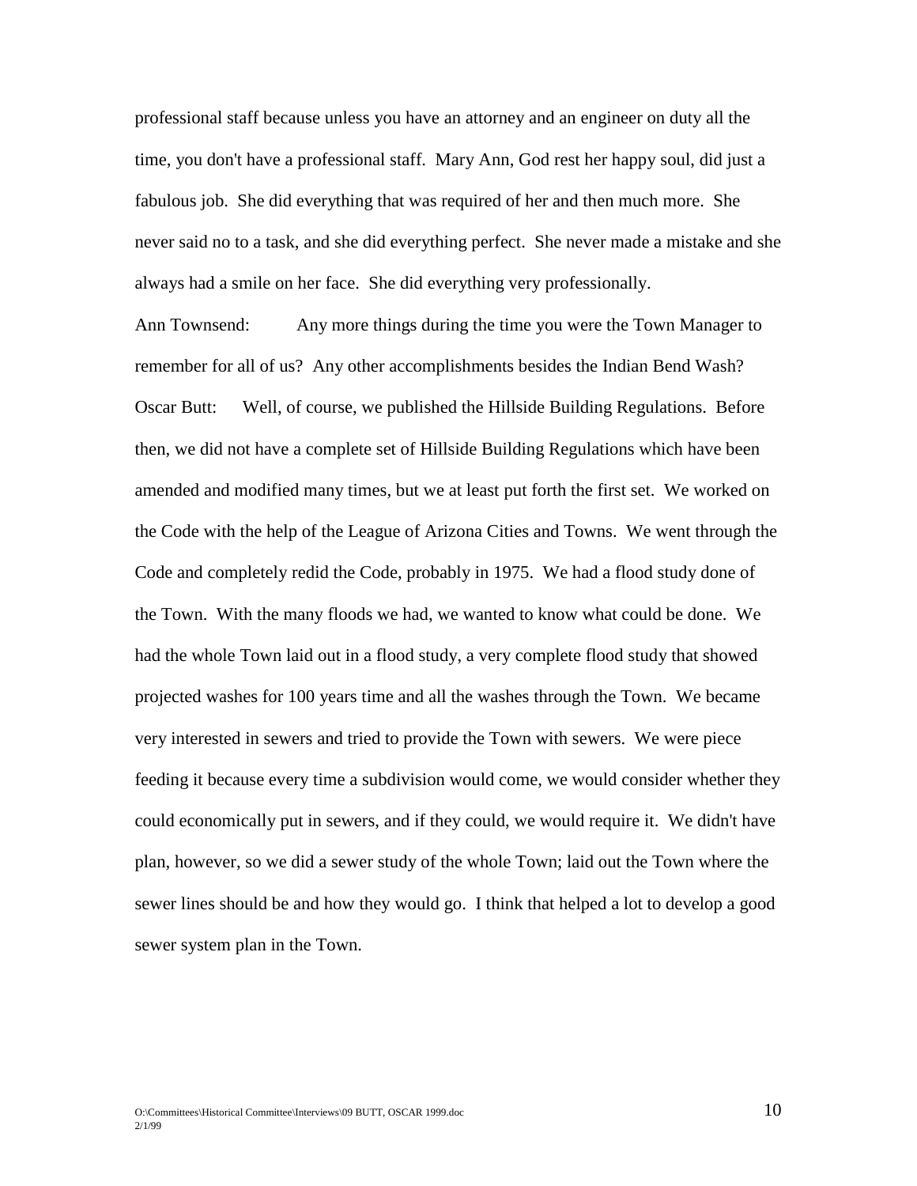professional staff because unless you have an attorney and an engineer on duty all the time, you don't have a professional staff. Mary Ann, God rest her happy soul, did just a fabulous job. She did everything that was required of her and then much more. She never said no to a task, and she did everything perfect. She never made a mistake and she always had a smile on her face. She did everything very professionally.

Ann Townsend: Any more things during the time you were the Town Manager to remember for all of us? Any other accomplishments besides the Indian Bend Wash?

Oscar Butt: Well, of course, we published the Hillside Building Regulations. Before then, we did not have a complete set of Hillside Building Regulations which have been amended and modified many times, but we at least put forth the first set. We worked on the Code with the help of the League of Arizona Cities and Towns. We went through the Code and completely redid the Code, probably in 1975. We had a flood study done of the Town. With the many floods we had, we wanted to know what could be done. We had the whole Town laid out in a flood study, a very complete flood study that showed projected washes for 100 years time and all the washes through the Town. We became very interested in sewers and tried to provide the Town with sewers. We were piece feeding it because every time a subdivision would come, we would consider whether they could economically put in sewers, and if they could, we would require it. We didn't have plan, however, so we did a sewer study of the whole Town; laid out the Town where the sewer lines should be and how they would go. I think that helped a lot to develop a good sewer system plan in the Town.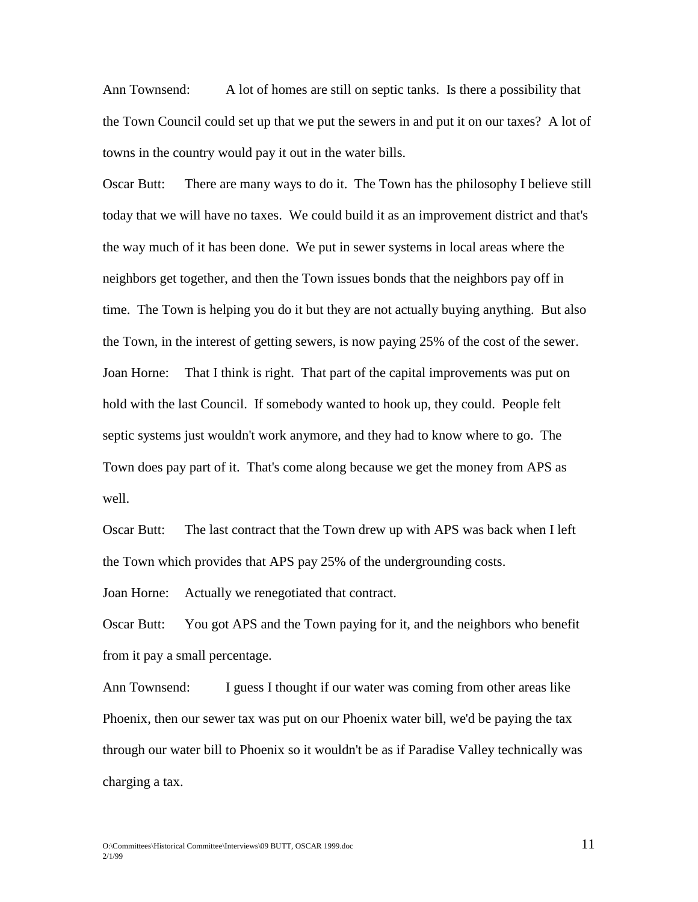Ann Townsend: A lot of homes are still on septic tanks. Is there a possibility that the Town Council could set up that we put the sewers in and put it on our taxes? A lot of towns in the country would pay it out in the water bills.

Oscar Butt: There are many ways to do it. The Town has the philosophy I believe still today that we will have no taxes. We could build it as an improvement district and that's the way much of it has been done. We put in sewer systems in local areas where the neighbors get together, and then the Town issues bonds that the neighbors pay off in time. The Town is helping you do it but they are not actually buying anything. But also the Town, in the interest of getting sewers, is now paying 25% of the cost of the sewer.

Joan Horne: That I think is right. That part of the capital improvements was put on hold with the last Council. If somebody wanted to hook up, they could. People felt septic systems just wouldn't work anymore, and they had to know where to go. The Town does pay part of it. That's come along because we get the money from APS as well.

Oscar Butt: The last contract that the Town drew up with APS was back when I left the Town which provides that APS pay 25% of the undergrounding costs.

Joan Horne: Actually we renegotiated that contract.

Oscar Butt: You got APS and the Town paying for it, and the neighbors who benefit from it pay a small percentage.

Ann Townsend: I guess I thought if our water was coming from other areas like Phoenix, then our sewer tax was put on our Phoenix water bill, we'd be paying the tax through our water bill to Phoenix so it wouldn't be as if Paradise Valley technically was charging a tax.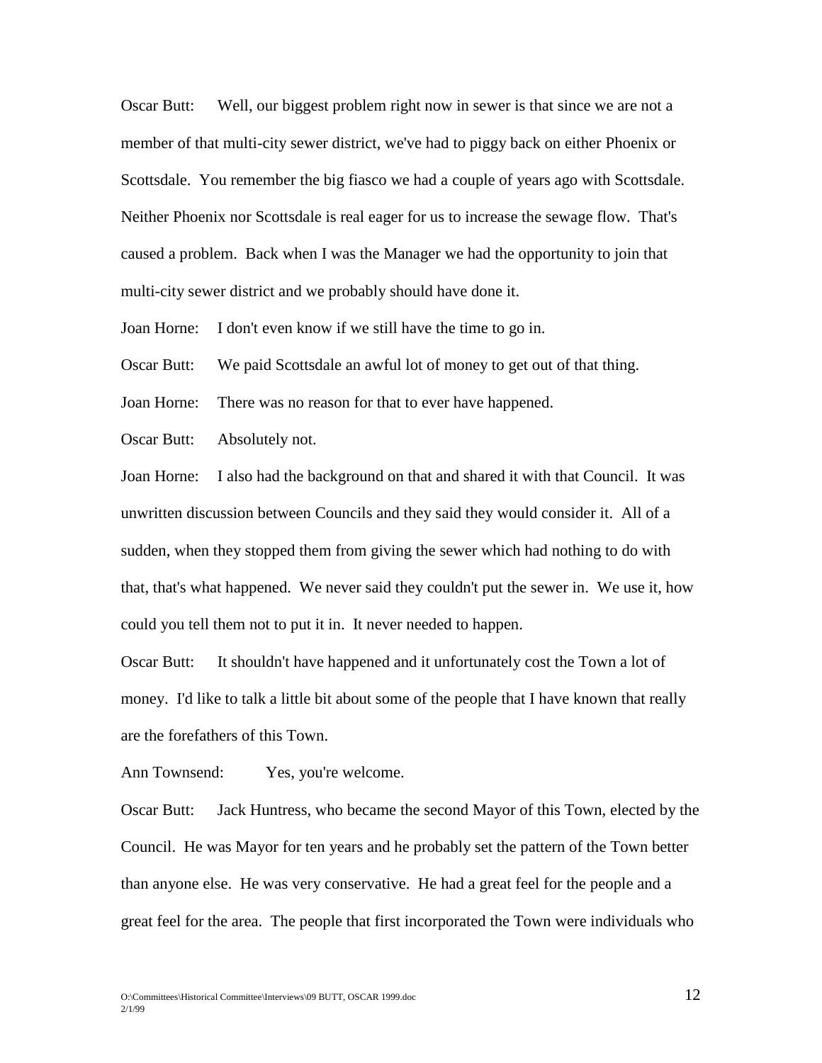Oscar Butt: Well, our biggest problem right now in sewer is that since we are not a member of that multi-city sewer district, we've had to piggy back on either Phoenix or Scottsdale. You remember the big fiasco we had a couple of years ago with Scottsdale. Neither Phoenix nor Scottsdale is real eager for us to increase the sewage flow. That's caused a problem. Back when I was the Manager we had the opportunity to join that multi-city sewer district and we probably should have done it.

Joan Horne: I don't even know if we still have the time to go in.

Oscar Butt: We paid Scottsdale an awful lot of money to get out of that thing.

Joan Horne: There was no reason for that to ever have happened.

Oscar Butt: Absolutely not.

Joan Horne: I also had the background on that and shared it with that Council. It was unwritten discussion between Councils and they said they would consider it. All of a sudden, when they stopped them from giving the sewer which had nothing to do with that, that's what happened. We never said they couldn't put the sewer in. We use it, how could you tell them not to put it in. It never needed to happen.

Oscar Butt: It shouldn't have happened and it unfortunately cost the Town a lot of money. I'd like to talk a little bit about some of the people that I have known that really are the forefathers of this Town.

Ann Townsend: Yes, you're welcome.

Oscar Butt: Jack Huntress, who became the second Mayor of this Town, elected by the Council. He was Mayor for ten years and he probably set the pattern of the Town better than anyone else. He was very conservative. He had a great feel for the people and a great feel for the area. The people that first incorporated the Town were individuals who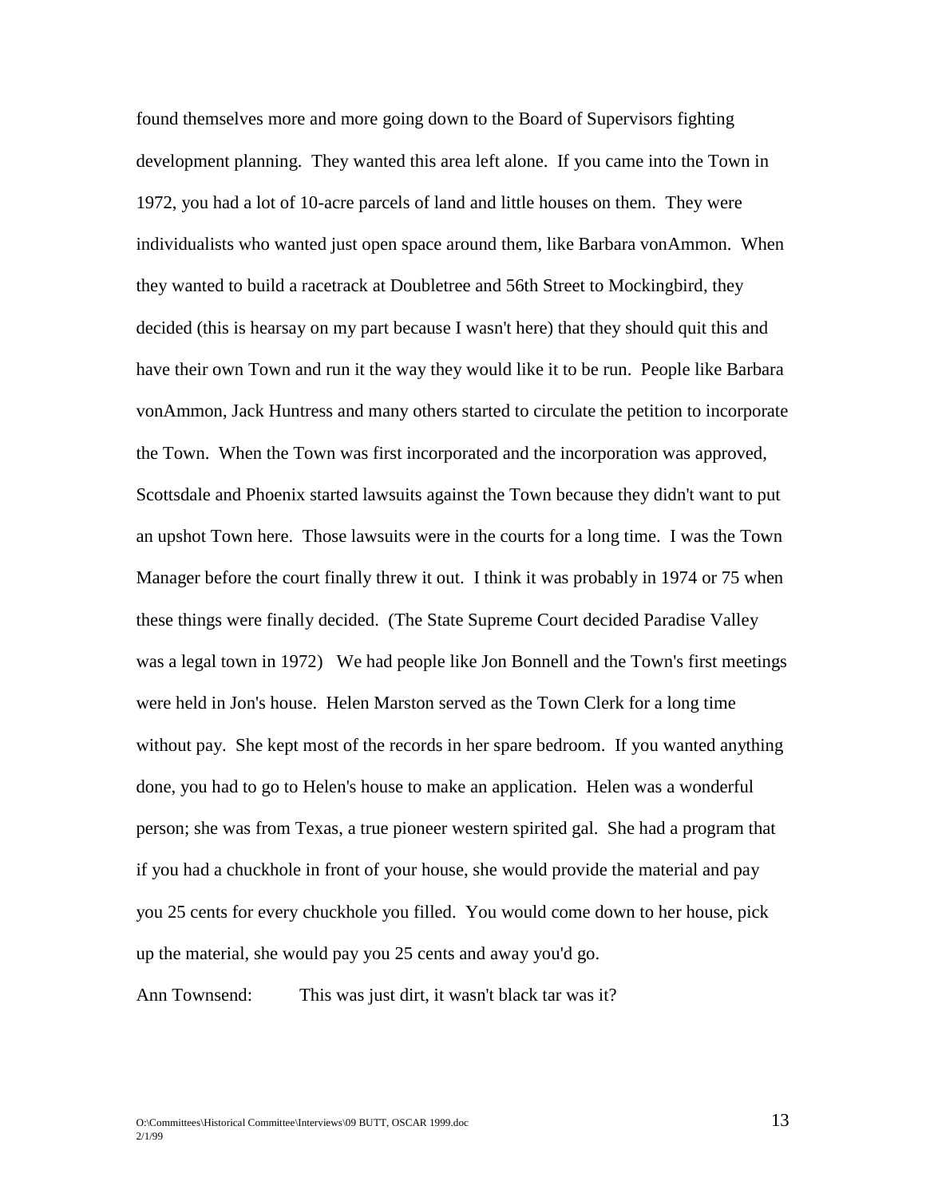found themselves more and more going down to the Board of Supervisors fighting development planning. They wanted this area left alone. If you came into the Town in 1972, you had a lot of 10-acre parcels of land and little houses on them. They were individualists who wanted just open space around them, like Barbara vonAmmon. When they wanted to build a racetrack at Doubletree and 56th Street to Mockingbird, they decided (this is hearsay on my part because I wasn't here) that they should quit this and have their own Town and run it the way they would like it to be run. People like Barbara vonAmmon, Jack Huntress and many others started to circulate the petition to incorporate the Town. When the Town was first incorporated and the incorporation was approved, Scottsdale and Phoenix started lawsuits against the Town because they didn't want to put an upshot Town here. Those lawsuits were in the courts for a long time. I was the Town Manager before the court finally threw it out. I think it was probably in 1974 or 75 when these things were finally decided. (The State Supreme Court decided Paradise Valley was a legal town in 1972) We had people like Jon Bonnell and the Town's first meetings were held in Jon's house. Helen Marston served as the Town Clerk for a long time without pay. She kept most of the records in her spare bedroom. If you wanted anything done, you had to go to Helen's house to make an application. Helen was a wonderful person; she was from Texas, a true pioneer western spirited gal. She had a program that if you had a chuckhole in front of your house, she would provide the material and pay you 25 cents for every chuckhole you filled. You would come down to her house, pick up the material, she would pay you 25 cents and away you'd go.

Ann Townsend: This was just dirt, it wasn't black tar was it?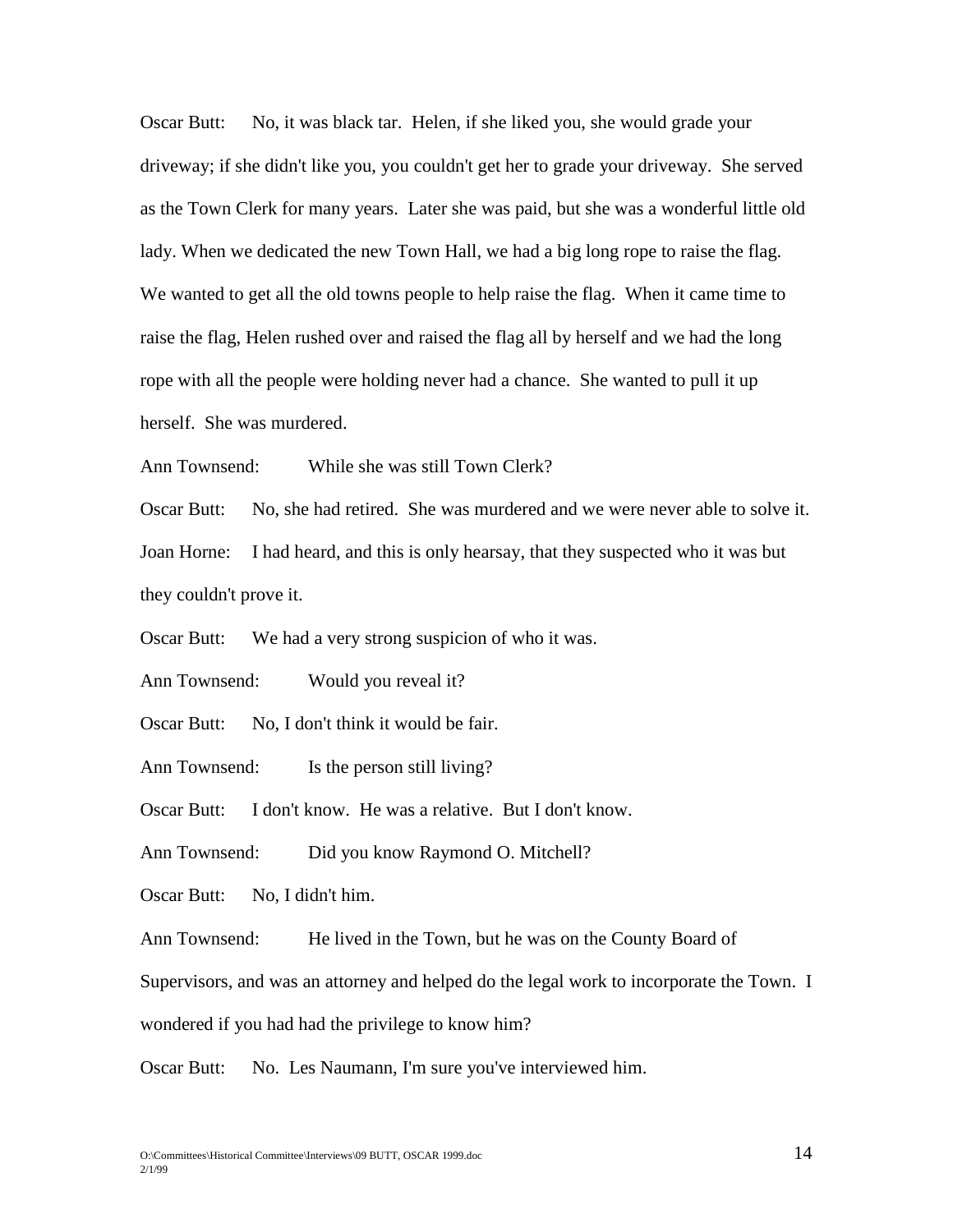Oscar Butt: No, it was black tar. Helen, if she liked you, she would grade your driveway; if she didn't like you, you couldn't get her to grade your driveway. She served as the Town Clerk for many years. Later she was paid, but she was a wonderful little old lady. When we dedicated the new Town Hall, we had a big long rope to raise the flag. We wanted to get all the old towns people to help raise the flag. When it came time to raise the flag, Helen rushed over and raised the flag all by herself and we had the long rope with all the people were holding never had a chance. She wanted to pull it up herself. She was murdered.

Ann Townsend: While she was still Town Clerk?

Oscar Butt: No, she had retired. She was murdered and we were never able to solve it.

Joan Horne: I had heard, and this is only hearsay, that they suspected who it was but they couldn't prove it.

Oscar Butt: We had a very strong suspicion of who it was.

Ann Townsend: Would you reveal it?

Oscar Butt: No, I don't think it would be fair.

Ann Townsend: Is the person still living?

Oscar Butt: I don't know. He was a relative. But I don't know.

Ann Townsend: Did you know Raymond O. Mitchell?

Oscar Butt: No, I didn't him.

Ann Townsend: He lived in the Town, but he was on the County Board of Supervisors, and was an attorney and helped do the legal work to incorporate the Town. I wondered if you had had the privilege to know him?

Oscar Butt: No. Les Naumann, I'm sure you've interviewed him.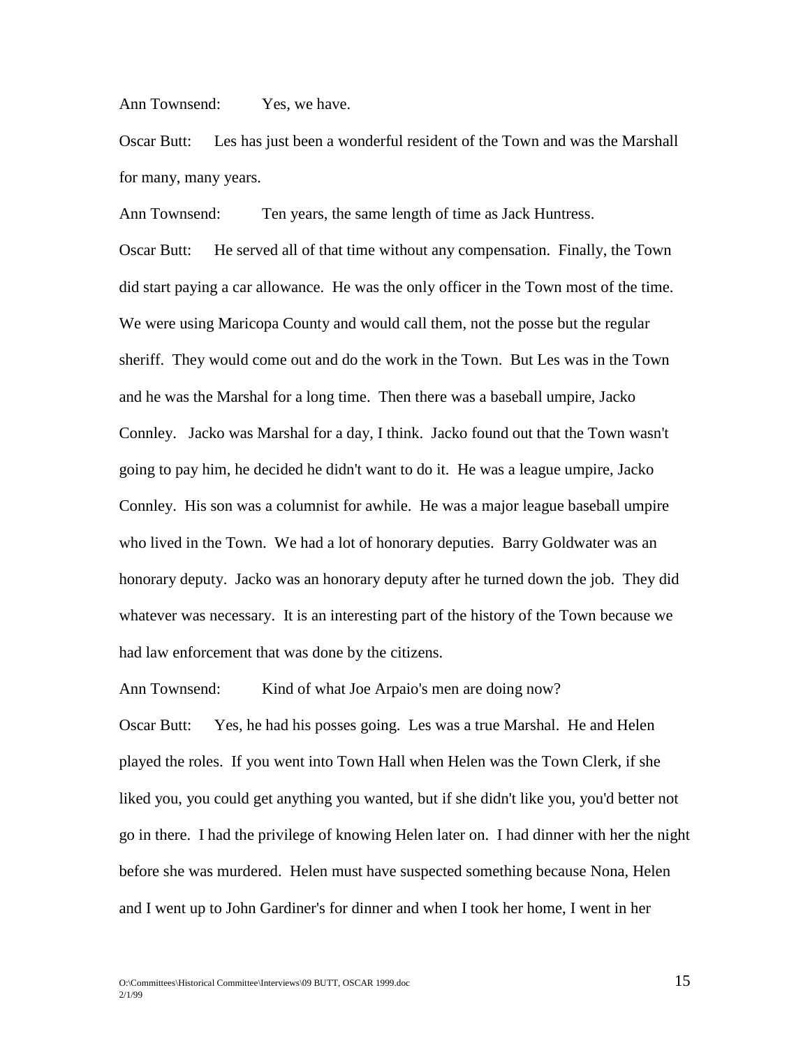Ann Townsend: Yes, we have.

Oscar Butt: Les has just been a wonderful resident of the Town and was the Marshall for many, many years.

Ann Townsend: Ten years, the same length of time as Jack Huntress.

Oscar Butt: He served all of that time without any compensation. Finally, the Town did start paying a car allowance. He was the only officer in the Town most of the time. We were using Maricopa County and would call them, not the posse but the regular sheriff. They would come out and do the work in the Town. But Les was in the Town and he was the Marshal for a long time. Then there was a baseball umpire, Jacko Connley. Jacko was Marshal for a day, I think. Jacko found out that the Town wasn't going to pay him, he decided he didn't want to do it. He was a league umpire, Jacko Connley. His son was a columnist for awhile. He was a major league baseball umpire who lived in the Town. We had a lot of honorary deputies. Barry Goldwater was an honorary deputy. Jacko was an honorary deputy after he turned down the job. They did whatever was necessary. It is an interesting part of the history of the Town because we had law enforcement that was done by the citizens.

Ann Townsend: Kind of what Joe Arpaio's men are doing now?

Oscar Butt: Yes, he had his posses going. Les was a true Marshal. He and Helen played the roles. If you went into Town Hall when Helen was the Town Clerk, if she liked you, you could get anything you wanted, but if she didn't like you, you'd better not go in there. I had the privilege of knowing Helen later on. I had dinner with her the night before she was murdered. Helen must have suspected something because Nona, Helen and I went up to John Gardiner's for dinner and when I took her home, I went in her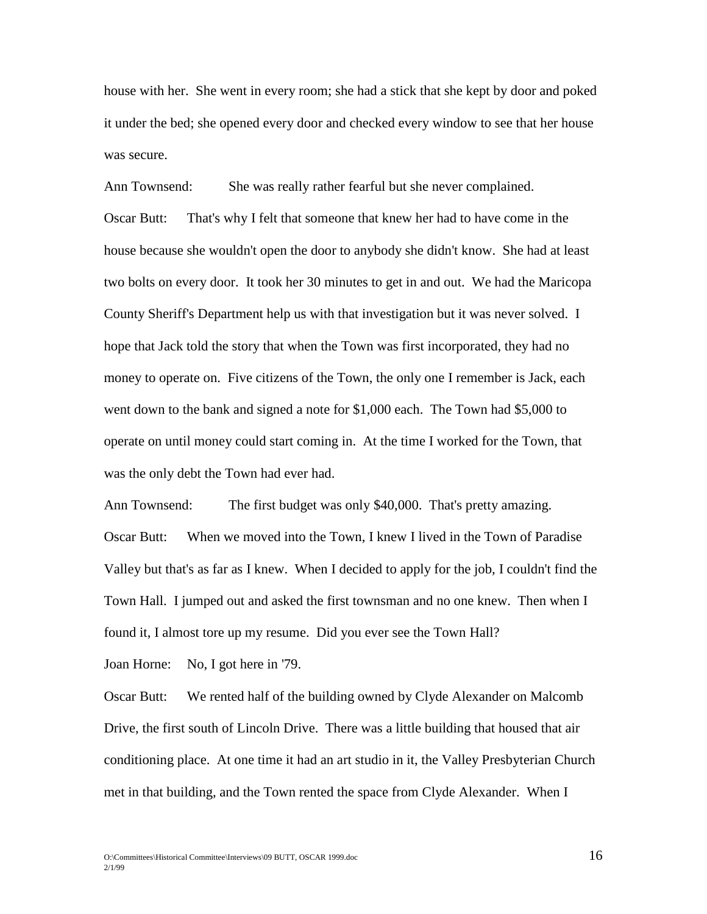house with her. She went in every room; she had a stick that she kept by door and poked it under the bed; she opened every door and checked every window to see that her house was secure.

Ann Townsend: She was really rather fearful but she never complained.

Oscar Butt: That's why I felt that someone that knew her had to have come in the house because she wouldn't open the door to anybody she didn't know. She had at least two bolts on every door. It took her 30 minutes to get in and out. We had the Maricopa County Sheriff's Department help us with that investigation but it was never solved. I hope that Jack told the story that when the Town was first incorporated, they had no money to operate on. Five citizens of the Town, the only one I remember is Jack, each went down to the bank and signed a note for $1,000 each. The Town had $5,000 to operate on until money could start coming in. At the time I worked for the Town, that was the only debt the Town had ever had.

Ann Townsend: The first budget was only $40,000. That's pretty amazing.

Oscar Butt: When we moved into the Town, I knew I lived in the Town of Paradise Valley but that's as far as I knew. When I decided to apply for the job, I couldn't find the Town Hall. I jumped out and asked the first townsman and no one knew. Then when I found it, I almost tore up my resume. Did you ever see the Town Hall?

Joan Horne: No, I got here in '79.

Oscar Butt: We rented half of the building owned by Clyde Alexander on Malcomb Drive, the first south of Lincoln Drive. There was a little building that housed that air conditioning place. At one time it had an art studio in it, the Valley Presbyterian Church met in that building, and the Town rented the space from Clyde Alexander. When I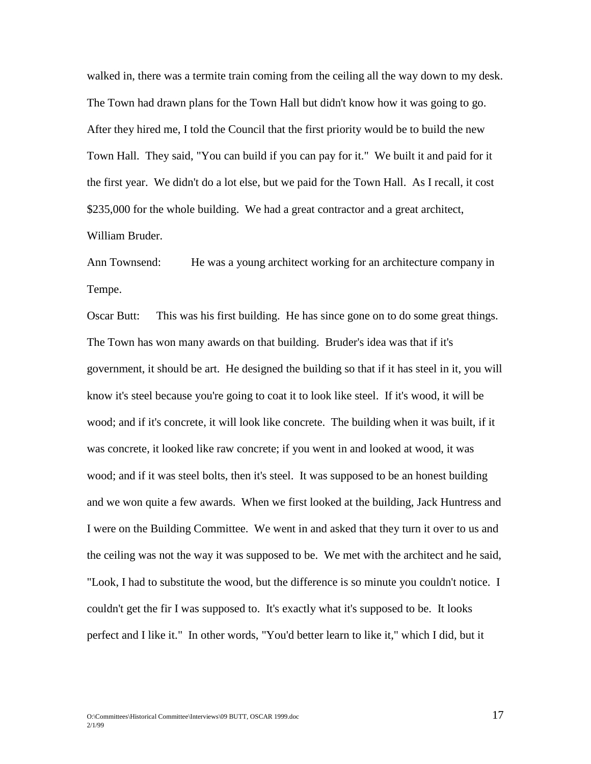walked in, there was a termite train coming from the ceiling all the way down to my desk. The Town had drawn plans for the Town Hall but didn't know how it was going to go. After they hired me, I told the Council that the first priority would be to build the new Town Hall. They said, "You can build if you can pay for it." We built it and paid for it the first year. We didn't do a lot else, but we paid for the Town Hall. As I recall, it cost $235,000 for the whole building. We had a great contractor and a great architect, William Bruder.

Ann Townsend: He was a young architect working for an architecture company in Tempe.

Oscar Butt: This was his first building. He has since gone on to do some great things. The Town has won many awards on that building. Bruder's idea was that if it's government, it should be art. He designed the building so that if it has steel in it, you will know it's steel because you're going to coat it to look like steel. If it's wood, it will be wood; and if it's concrete, it will look like concrete. The building when it was built, if it was concrete, it looked like raw concrete; if you went in and looked at wood, it was wood; and if it was steel bolts, then it's steel. It was supposed to be an honest building and we won quite a few awards. When we first looked at the building, Jack Huntress and I were on the Building Committee. We went in and asked that they turn it over to us and the ceiling was not the way it was supposed to be. We met with the architect and he said, "Look, I had to substitute the wood, but the difference is so minute you couldn't notice. I couldn't get the fir I was supposed to. It's exactly what it's supposed to be. It looks perfect and I like it." In other words, "You'd better learn to like it," which I did, but it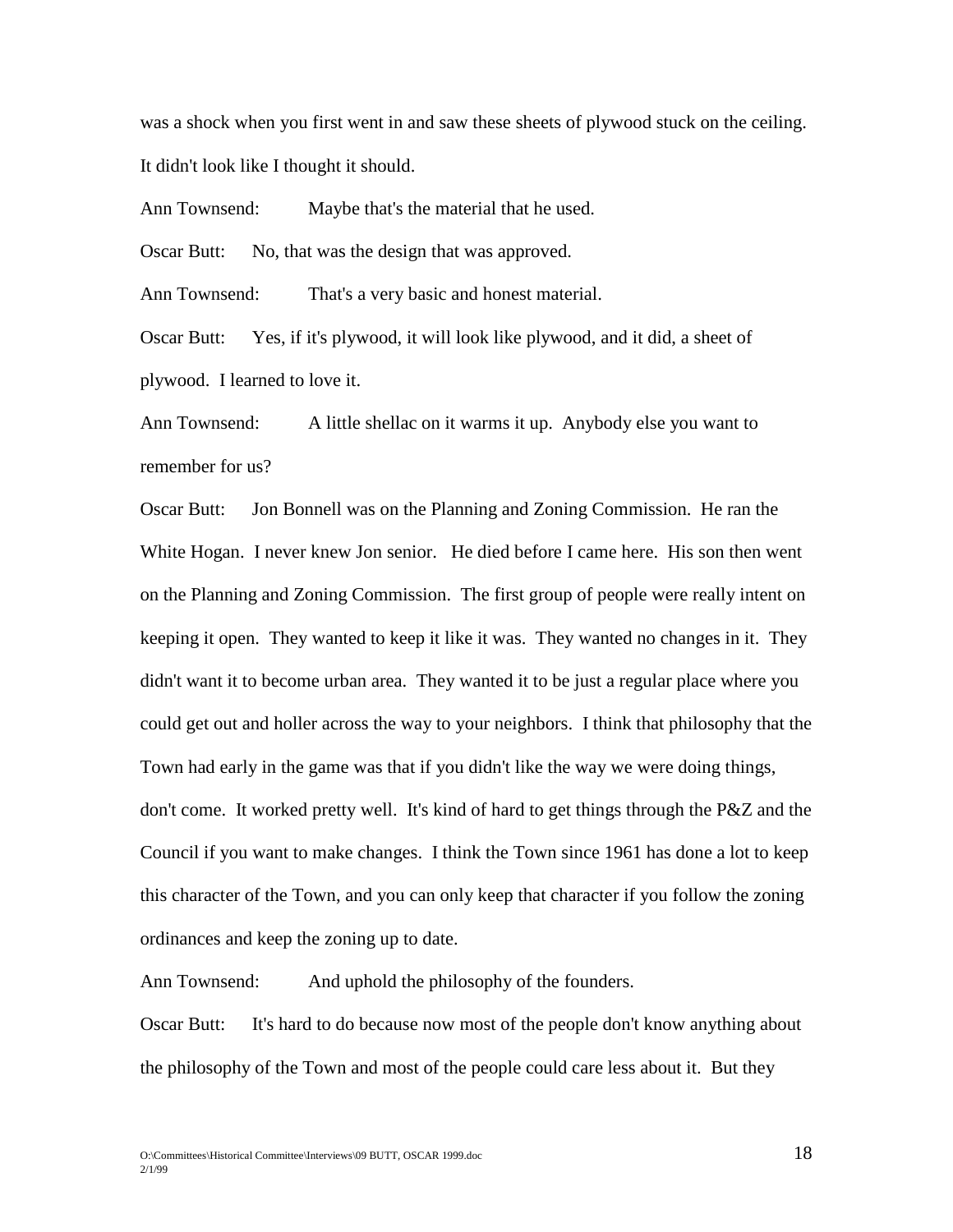was a shock when you first went in and saw these sheets of plywood stuck on the ceiling. It didn't look like I thought it should.

Ann Townsend: Maybe that's the material that he used.

Oscar Butt: No, that was the design that was approved.

Ann Townsend: That's a very basic and honest material.

Oscar Butt: Yes, if it's plywood, it will look like plywood, and it did, a sheet of plywood. I learned to love it.

Ann Townsend: A little shellac on it warms it up. Anybody else you want to remember for us?

Oscar Butt: Jon Bonnell was on the Planning and Zoning Commission. He ran the White Hogan. I never knew Jon senior. He died before I came here. His son then went on the Planning and Zoning Commission. The first group of people were really intent on keeping it open. They wanted to keep it like it was. They wanted no changes in it. They didn't want it to become urban area. They wanted it to be just a regular place where you could get out and holler across the way to your neighbors. I think that philosophy that the Town had early in the game was that if you didn't like the way we were doing things, don't come. It worked pretty well. It's kind of hard to get things through the P&Z and the Council if you want to make changes. I think the Town since 1961 has done a lot to keep this character of the Town, and you can only keep that character if you follow the zoning ordinances and keep the zoning up to date.

Ann Townsend: And uphold the philosophy of the founders.

Oscar Butt: It's hard to do because now most of the people don't know anything about the philosophy of the Town and most of the people could care less about it. But they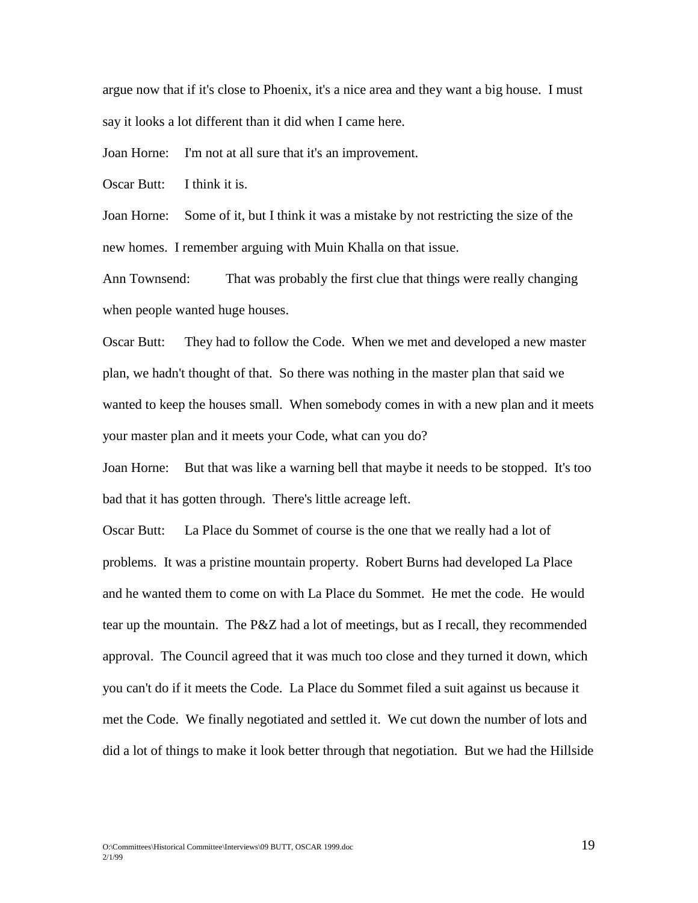argue now that if it's close to Phoenix, it's a nice area and they want a big house. I must say it looks a lot different than it did when I came here.

Joan Horne: I'm not at all sure that it's an improvement.

Oscar Butt: I think it is.

Joan Horne: Some of it, but I think it was a mistake by not restricting the size of the new homes. I remember arguing with Muin Khalla on that issue.

Ann Townsend: That was probably the first clue that things were really changing when people wanted huge houses.

Oscar Butt: They had to follow the Code. When we met and developed a new master plan, we hadn't thought of that. So there was nothing in the master plan that said we wanted to keep the houses small. When somebody comes in with a new plan and it meets your master plan and it meets your Code, what can you do?

Joan Horne: But that was like a warning bell that maybe it needs to be stopped. It's too bad that it has gotten through. There's little acreage left.

Oscar Butt: La Place du Sommet of course is the one that we really had a lot of problems. It was a pristine mountain property. Robert Burns had developed La Place and he wanted them to come on with La Place du Sommet. He met the code. He would tear up the mountain. The P&Z had a lot of meetings, but as I recall, they recommended approval. The Council agreed that it was much too close and they turned it down, which you can't do if it meets the Code. La Place du Sommet filed a suit against us because it met the Code. We finally negotiated and settled it. We cut down the number of lots and did a lot of things to make it look better through that negotiation. But we had the Hillside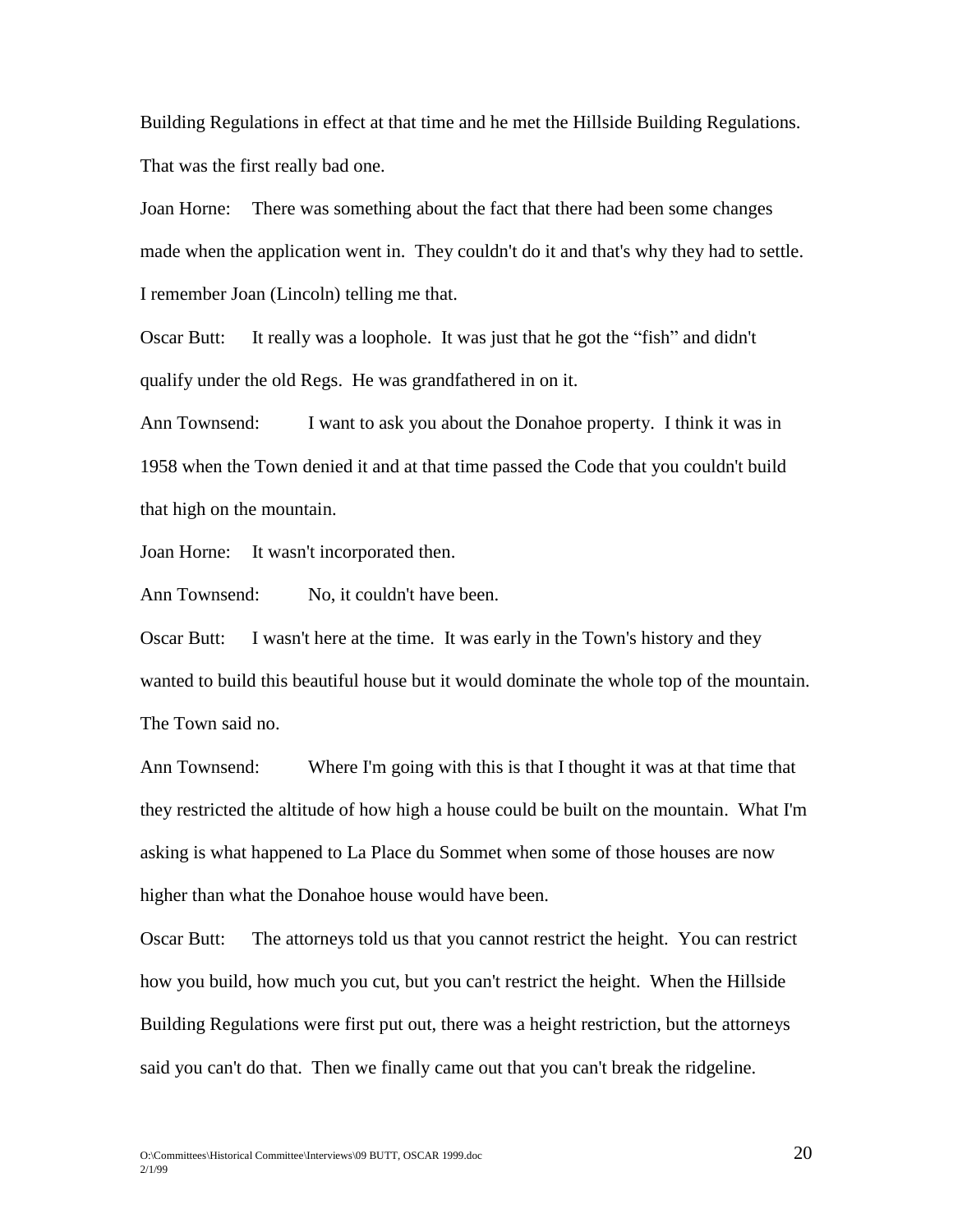Building Regulations in effect at that time and he met the Hillside Building Regulations. That was the first really bad one.

Joan Horne: There was something about the fact that there had been some changes made when the application went in. They couldn't do it and that's why they had to settle. I remember Joan (Lincoln) telling me that.

Oscar Butt: It really was a loophole. It was just that he got the "fish" and didn't qualify under the old Regs. He was grandfathered in on it.

Ann Townsend: I want to ask you about the Donahoe property. I think it was in 1958 when the Town denied it and at that time passed the Code that you couldn't build that high on the mountain.

Joan Horne: It wasn't incorporated then.

Ann Townsend: No, it couldn't have been.

Oscar Butt: I wasn't here at the time. It was early in the Town's history and they wanted to build this beautiful house but it would dominate the whole top of the mountain. The Town said no.

Ann Townsend: Where I'm going with this is that I thought it was at that time that they restricted the altitude of how high a house could be built on the mountain. What I'm asking is what happened to La Place du Sommet when some of those houses are now higher than what the Donahoe house would have been.

Oscar Butt: The attorneys told us that you cannot restrict the height. You can restrict how you build, how much you cut, but you can't restrict the height. When the Hillside Building Regulations were first put out, there was a height restriction, but the attorneys said you can't do that. Then we finally came out that you can't break the ridgeline.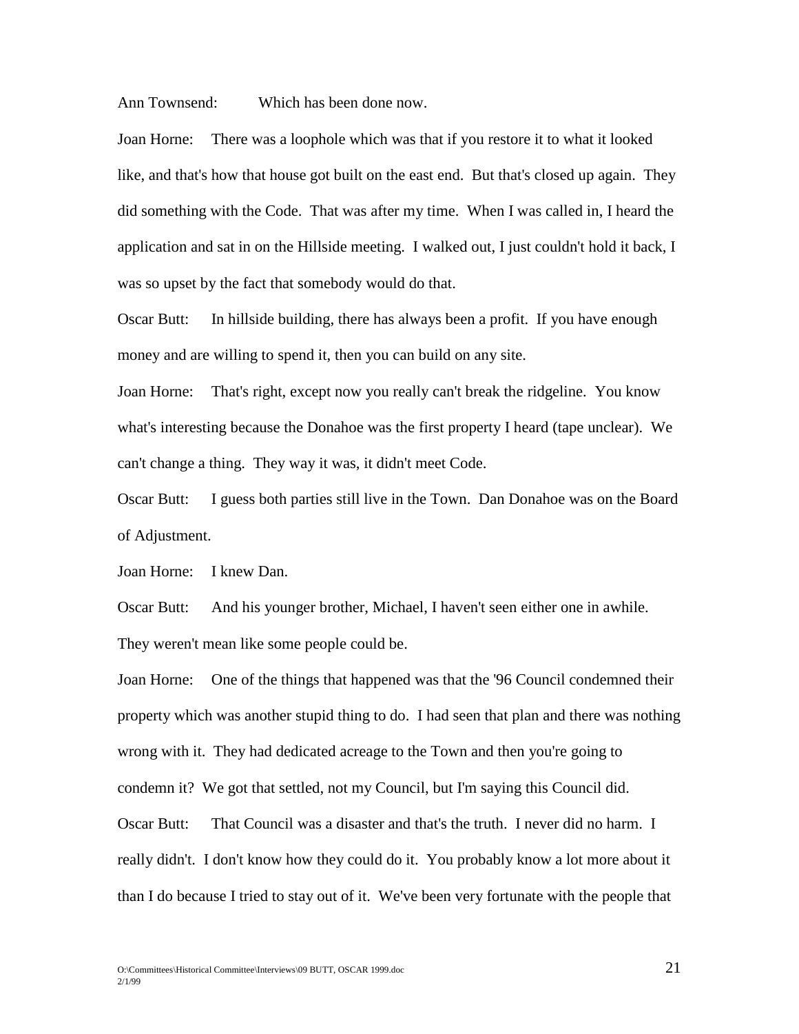Ann Townsend: Which has been done now.

Joan Horne: There was a loophole which was that if you restore it to what it looked like, and that's how that house got built on the east end. But that's closed up again. They did something with the Code. That was after my time. When I was called in, I heard the application and sat in on the Hillside meeting. I walked out, I just couldn't hold it back, I was so upset by the fact that somebody would do that.

Oscar Butt: In hillside building, there has always been a profit. If you have enough money and are willing to spend it, then you can build on any site.

Joan Horne: That's right, except now you really can't break the ridgeline. You know what's interesting because the Donahoe was the first property I heard (tape unclear). We can't change a thing. They way it was, it didn't meet Code.

Oscar Butt: I guess both parties still live in the Town. Dan Donahoe was on the Board of Adjustment.

Joan Horne: I knew Dan.

Oscar Butt: And his younger brother, Michael, I haven't seen either one in awhile. They weren't mean like some people could be.

Joan Horne: One of the things that happened was that the '96 Council condemned their property which was another stupid thing to do. I had seen that plan and there was nothing wrong with it. They had dedicated acreage to the Town and then you're going to condemn it? We got that settled, not my Council, but I'm saying this Council did.

Oscar Butt: That Council was a disaster and that's the truth. I never did no harm. I really didn't. I don't know how they could do it. You probably know a lot more about it than I do because I tried to stay out of it. We've been very fortunate with the people that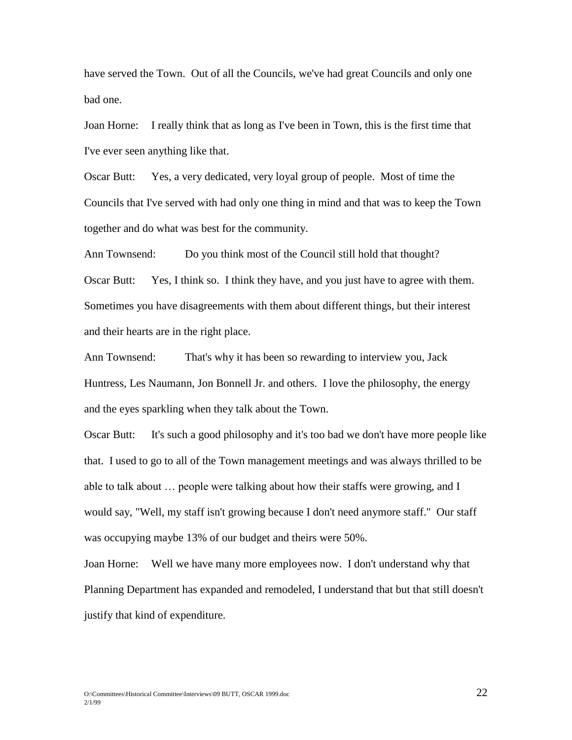have served the Town. Out of all the Councils, we've had great Councils and only one bad one.

Joan Horne: I really think that as long as I've been in Town, this is the first time that I've ever seen anything like that.

Oscar Butt: Yes, a very dedicated, very loyal group of people. Most of time the Councils that I've served with had only one thing in mind and that was to keep the Town together and do what was best for the community.

Ann Townsend: Do you think most of the Council still hold that thought?

Oscar Butt: Yes, I think so. I think they have, and you just have to agree with them. Sometimes you have disagreements with them about different things, but their interest and their hearts are in the right place.

Ann Townsend: That's why it has been so rewarding to interview you, Jack Huntress, Les Naumann, Jon Bonnell Jr. and others. I love the philosophy, the energy and the eyes sparkling when they talk about the Town.

Oscar Butt: It's such a good philosophy and it's too bad we don't have more people like that. I used to go to all of the Town management meetings and was always thrilled to be able to talk about … people were talking about how their staffs were growing, and I would say, "Well, my staff isn't growing because I don't need anymore staff." Our staff was occupying maybe 13% of our budget and theirs were 50%.

Joan Horne: Well we have many more employees now. I don't understand why that Planning Department has expanded and remodeled, I understand that but that still doesn't justify that kind of expenditure.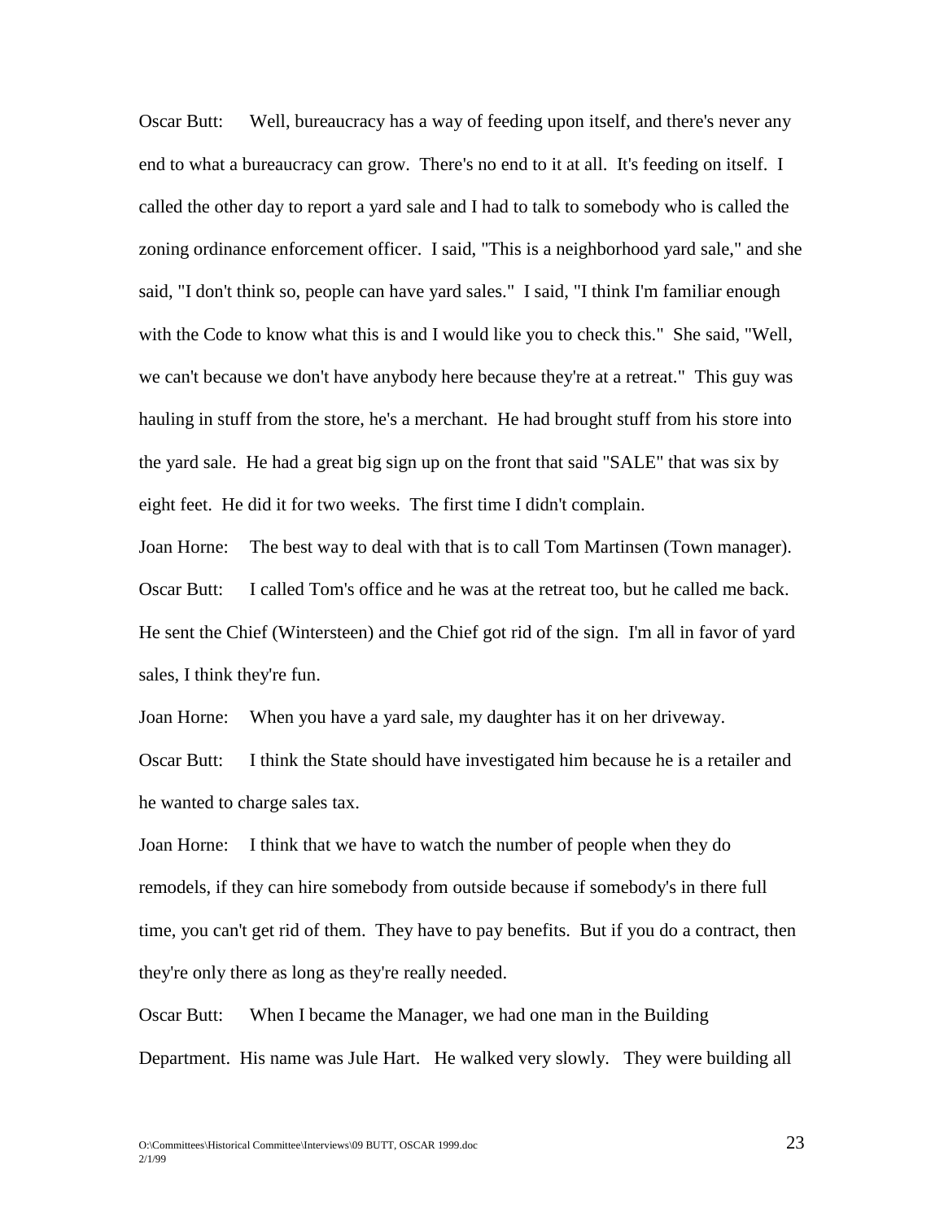Oscar Butt: Well, bureaucracy has a way of feeding upon itself, and there's never any end to what a bureaucracy can grow. There's no end to it at all. It's feeding on itself. I called the other day to report a yard sale and I had to talk to somebody who is called the zoning ordinance enforcement officer. I said, "This is a neighborhood yard sale," and she said, "I don't think so, people can have yard sales." I said, "I think I'm familiar enough with the Code to know what this is and I would like you to check this." She said, "Well, we can't because we don't have anybody here because they're at a retreat." This guy was hauling in stuff from the store, he's a merchant. He had brought stuff from his store into the yard sale. He had a great big sign up on the front that said "SALE" that was six by eight feet. He did it for two weeks. The first time I didn't complain.

Joan Horne: The best way to deal with that is to call Tom Martinsen (Town manager).

Oscar Butt: I called Tom's office and he was at the retreat too, but he called me back. He sent the Chief (Wintersteen) and the Chief got rid of the sign. I'm all in favor of yard sales, I think they're fun.

Joan Horne: When you have a yard sale, my daughter has it on her driveway.

Oscar Butt: I think the State should have investigated him because he is a retailer and he wanted to charge sales tax.

Joan Horne: I think that we have to watch the number of people when they do remodels, if they can hire somebody from outside because if somebody's in there full time, you can't get rid of them. They have to pay benefits. But if you do a contract, then they're only there as long as they're really needed.

Oscar Butt: When I became the Manager, we had one man in the Building Department. His name was Jule Hart. He walked very slowly. They were building all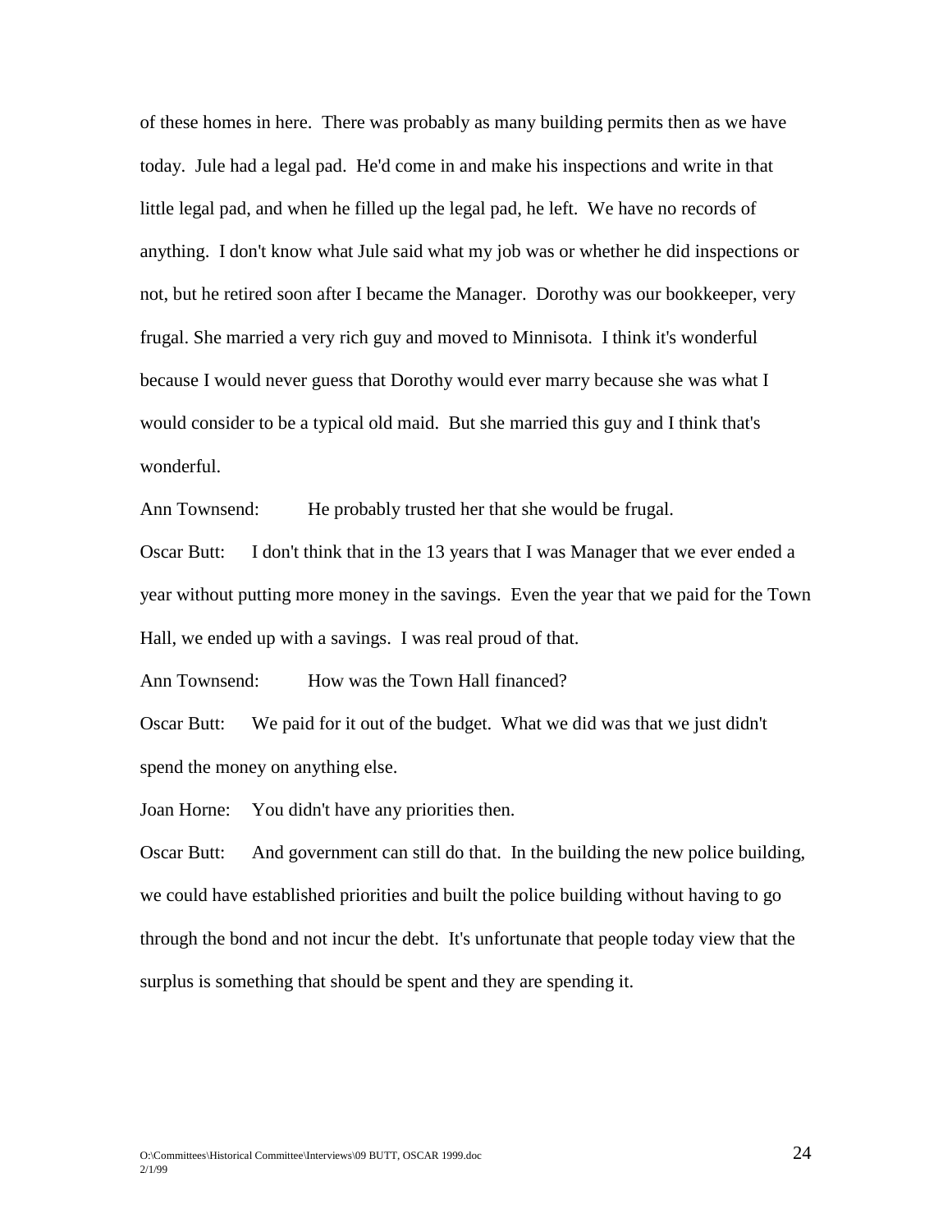of these homes in here. There was probably as many building permits then as we have today. Jule had a legal pad. He'd come in and make his inspections and write in that little legal pad, and when he filled up the legal pad, he left. We have no records of anything. I don't know what Jule said what my job was or whether he did inspections or not, but he retired soon after I became the Manager. Dorothy was our bookkeeper, very frugal. She married a very rich guy and moved to Minnisota. I think it's wonderful because I would never guess that Dorothy would ever marry because she was what I would consider to be a typical old maid. But she married this guy and I think that's wonderful.

Ann Townsend: He probably trusted her that she would be frugal.

Oscar Butt: I don't think that in the 13 years that I was Manager that we ever ended a year without putting more money in the savings. Even the year that we paid for the Town Hall, we ended up with a savings. I was real proud of that.

Ann Townsend: How was the Town Hall financed?

Oscar Butt: We paid for it out of the budget. What we did was that we just didn't spend the money on anything else.

Joan Horne: You didn't have any priorities then.

Oscar Butt: And government can still do that. In the building the new police building, we could have established priorities and built the police building without having to go through the bond and not incur the debt. It's unfortunate that people today view that the surplus is something that should be spent and they are spending it.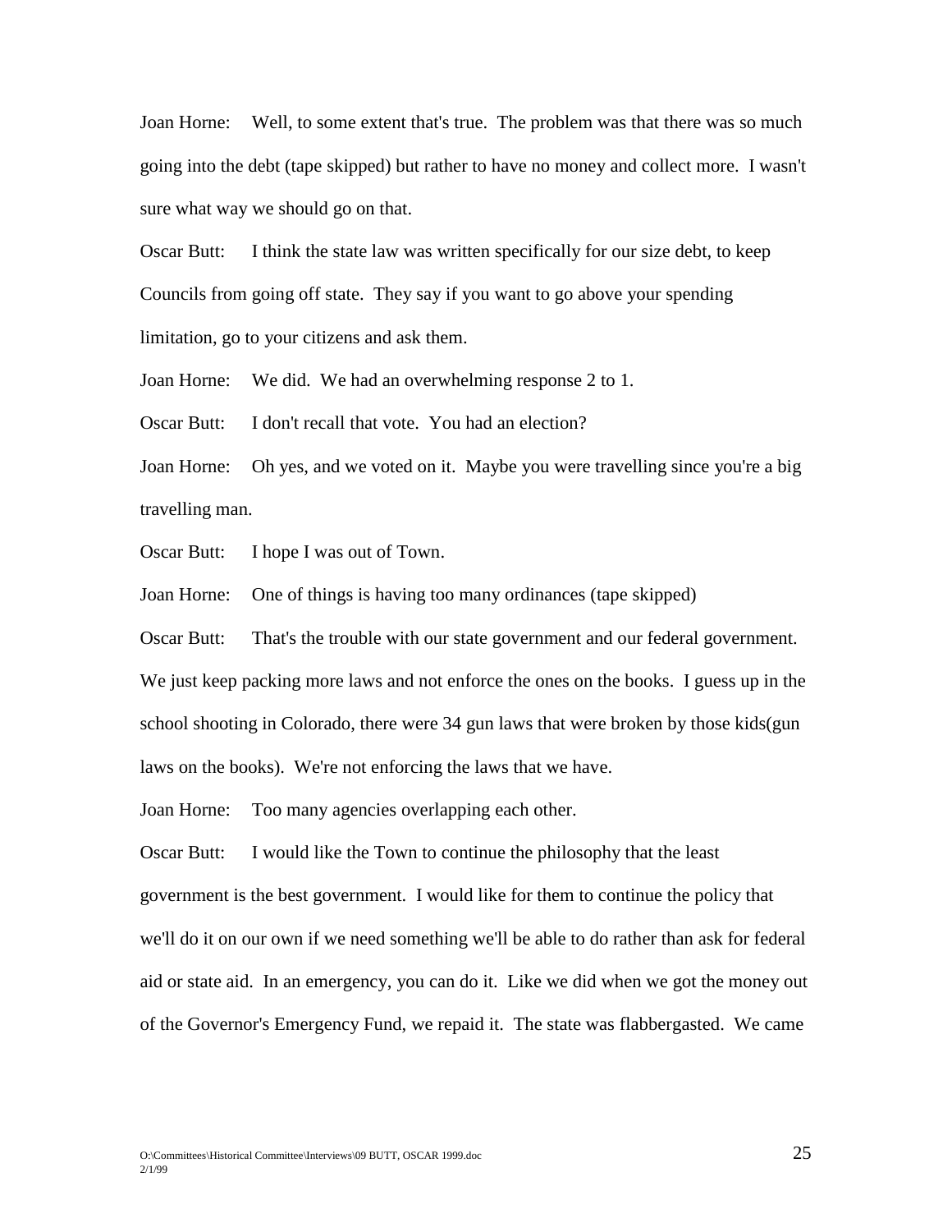Joan Horne:  Well, to some extent that's true. The problem was that there was so much going into the debt (tape skipped) but rather to have no money and collect more. I wasn't sure what way we should go on that.

Oscar Butt:  I think the state law was written specifically for our size debt, to keep Councils from going off state. They say if you want to go above your spending limitation, go to your citizens and ask them.

Joan Horne:  We did. We had an overwhelming response 2 to 1.

Oscar Butt:  I don't recall that vote. You had an election?

Joan Horne:  Oh yes, and we voted on it. Maybe you were travelling since you're a big travelling man.

Oscar Butt:  I hope I was out of Town.

Joan Horne:  One of things is having too many ordinances (tape skipped)

Oscar Butt:  That's the trouble with our state government and our federal government. We just keep packing more laws and not enforce the ones on the books. I guess up in the school shooting in Colorado, there were 34 gun laws that were broken by those kids(gun laws on the books). We're not enforcing the laws that we have.

Joan Horne:  Too many agencies overlapping each other.

Oscar Butt:  I would like the Town to continue the philosophy that the least government is the best government. I would like for them to continue the policy that we'll do it on our own if we need something we'll be able to do rather than ask for federal aid or state aid. In an emergency, you can do it. Like we did when we got the money out of the Governor's Emergency Fund, we repaid it. The state was flabbergasted. We came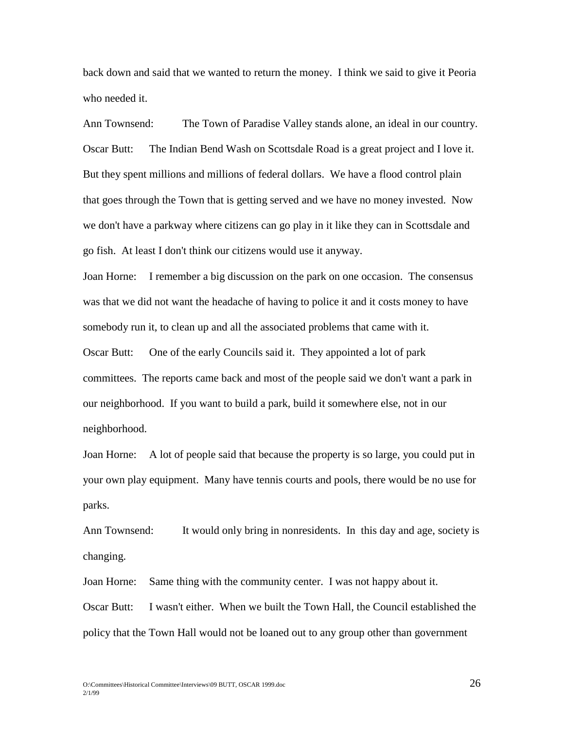back down and said that we wanted to return the money. I think we said to give it Peoria who needed it.

Ann Townsend: The Town of Paradise Valley stands alone, an ideal in our country.

Oscar Butt: The Indian Bend Wash on Scottsdale Road is a great project and I love it. But they spent millions and millions of federal dollars. We have a flood control plain that goes through the Town that is getting served and we have no money invested. Now we don't have a parkway where citizens can go play in it like they can in Scottsdale and go fish. At least I don't think our citizens would use it anyway.

Joan Horne: I remember a big discussion on the park on one occasion. The consensus was that we did not want the headache of having to police it and it costs money to have somebody run it, to clean up and all the associated problems that came with it.

Oscar Butt: One of the early Councils said it. They appointed a lot of park committees. The reports came back and most of the people said we don't want a park in our neighborhood. If you want to build a park, build it somewhere else, not in our neighborhood.

Joan Horne: A lot of people said that because the property is so large, you could put in your own play equipment. Many have tennis courts and pools, there would be no use for parks.

Ann Townsend: It would only bring in nonresidents. In this day and age, society is changing.

Joan Horne: Same thing with the community center. I was not happy about it.

Oscar Butt: I wasn't either. When we built the Town Hall, the Council established the policy that the Town Hall would not be loaned out to any group other than government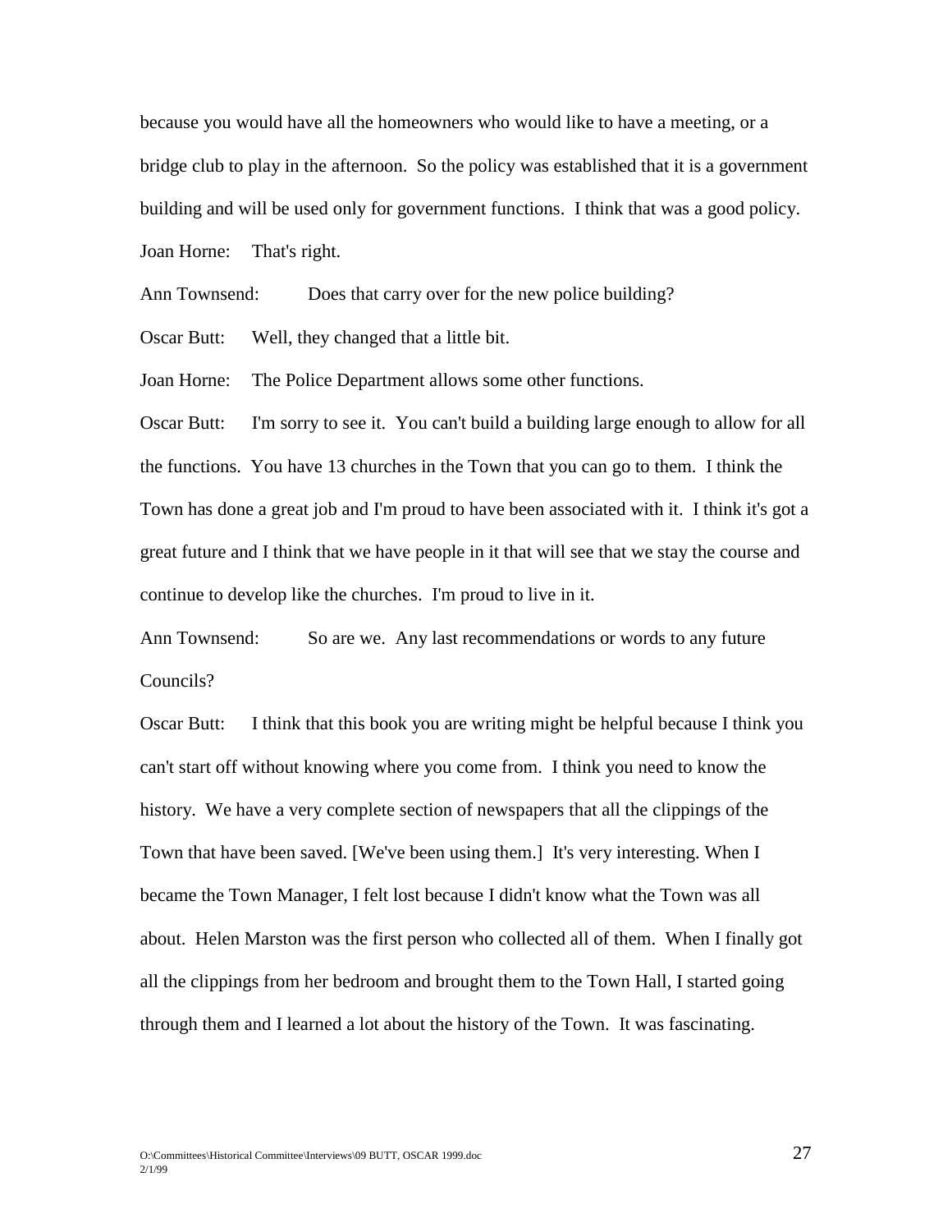because you would have all the homeowners who would like to have a meeting, or a bridge club to play in the afternoon. So the policy was established that it is a government building and will be used only for government functions. I think that was a good policy.

Joan Horne: That's right.

Ann Townsend: Does that carry over for the new police building?

Oscar Butt: Well, they changed that a little bit.

Joan Horne: The Police Department allows some other functions.

Oscar Butt: I'm sorry to see it. You can't build a building large enough to allow for all the functions. You have 13 churches in the Town that you can go to them. I think the Town has done a great job and I'm proud to have been associated with it. I think it's got a great future and I think that we have people in it that will see that we stay the course and continue to develop like the churches. I'm proud to live in it.

Ann Townsend: So are we. Any last recommendations or words to any future Councils?

Oscar Butt: I think that this book you are writing might be helpful because I think you can't start off without knowing where you come from. I think you need to know the history. We have a very complete section of newspapers that all the clippings of the Town that have been saved. [We've been using them.] It's very interesting. When I became the Town Manager, I felt lost because I didn't know what the Town was all about. Helen Marston was the first person who collected all of them. When I finally got all the clippings from her bedroom and brought them to the Town Hall, I started going through them and I learned a lot about the history of the Town. It was fascinating.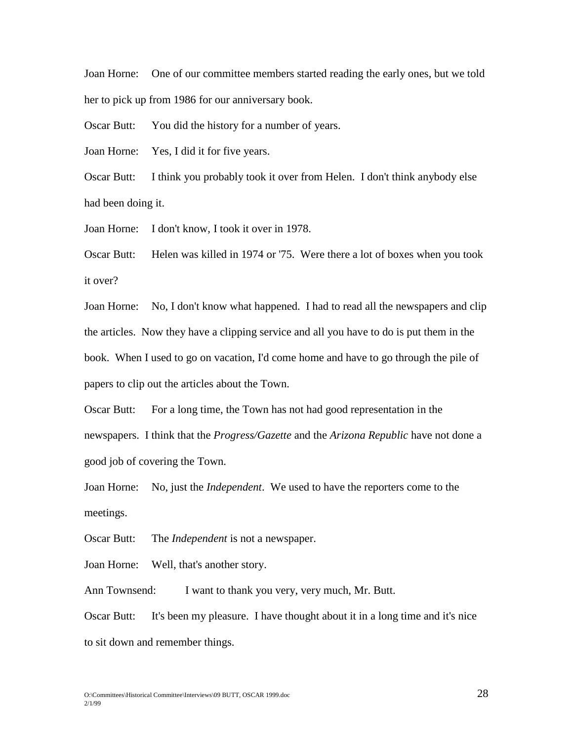Joan Horne: One of our committee members started reading the early ones, but we told her to pick up from 1986 for our anniversary book.

Oscar Butt: You did the history for a number of years.

Joan Horne: Yes, I did it for five years.

Oscar Butt: I think you probably took it over from Helen. I don't think anybody else had been doing it.

Joan Horne: I don't know, I took it over in 1978.

Oscar Butt: Helen was killed in 1974 or '75. Were there a lot of boxes when you took it over?

Joan Horne: No, I don't know what happened. I had to read all the newspapers and clip the articles. Now they have a clipping service and all you have to do is put them in the book. When I used to go on vacation, I'd come home and have to go through the pile of papers to clip out the articles about the Town.

Oscar Butt: For a long time, the Town has not had good representation in the newspapers. I think that the *Progress/Gazette* and the *Arizona Republic* have not done a good job of covering the Town.

Joan Horne: No, just the *Independent*. We used to have the reporters come to the meetings.

Oscar Butt: The *Independent* is not a newspaper.

Joan Horne: Well, that's another story.

Ann Townsend: I want to thank you very, very much, Mr. Butt.

Oscar Butt: It's been my pleasure. I have thought about it in a long time and it's nice to sit down and remember things.

O:\Committees\Historical Committee\Interviews\09 BUTT, OSCAR 1999.doc
2/1/99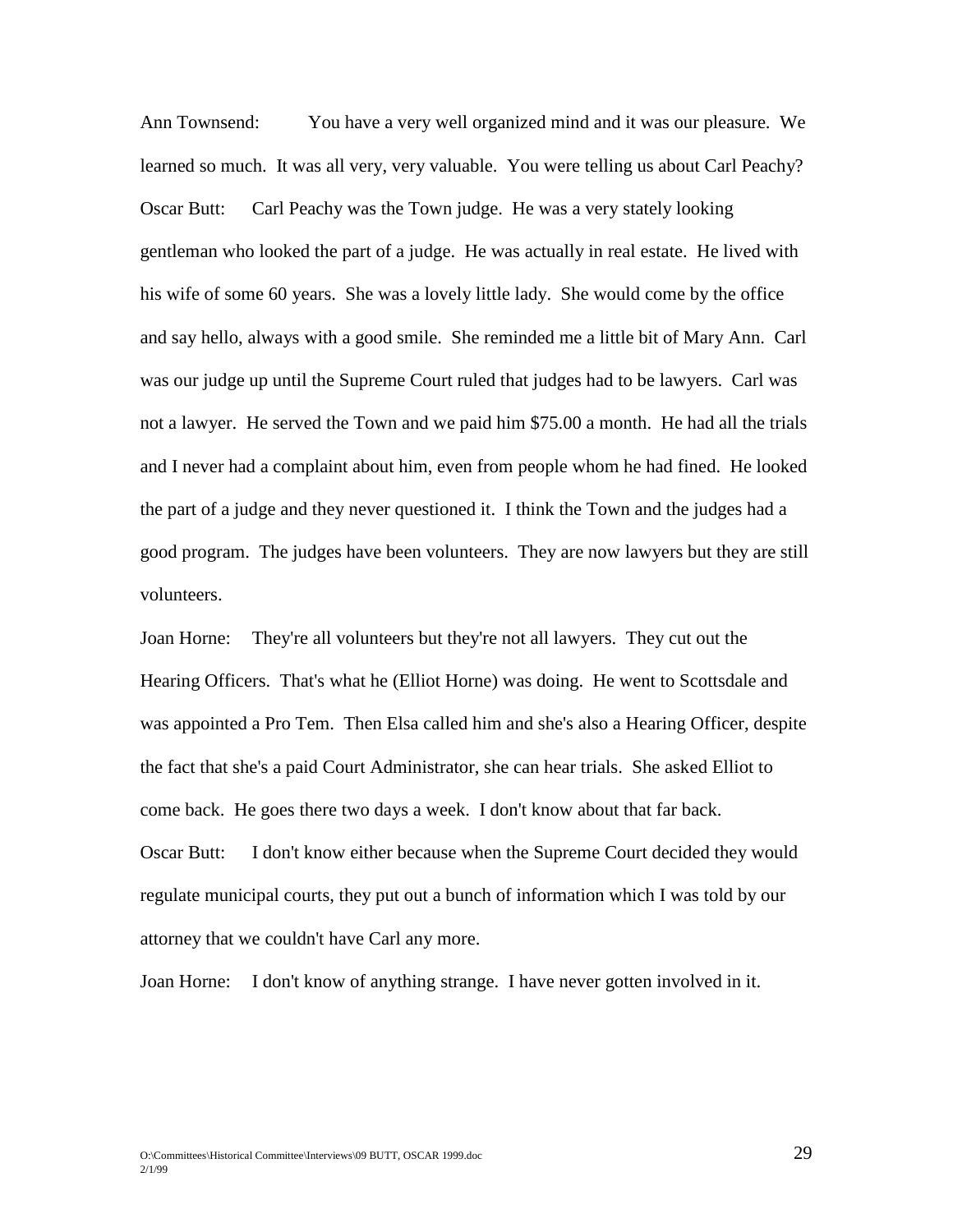Ann Townsend: You have a very well organized mind and it was our pleasure. We learned so much. It was all very, very valuable. You were telling us about Carl Peachy?

Oscar Butt: Carl Peachy was the Town judge. He was a very stately looking gentleman who looked the part of a judge. He was actually in real estate. He lived with his wife of some 60 years. She was a lovely little lady. She would come by the office and say hello, always with a good smile. She reminded me a little bit of Mary Ann. Carl was our judge up until the Supreme Court ruled that judges had to be lawyers. Carl was not a lawyer. He served the Town and we paid him $75.00 a month. He had all the trials and I never had a complaint about him, even from people whom he had fined. He looked the part of a judge and they never questioned it. I think the Town and the judges had a good program. The judges have been volunteers. They are now lawyers but they are still volunteers.

Joan Horne: They're all volunteers but they're not all lawyers. They cut out the Hearing Officers. That's what he (Elliot Horne) was doing. He went to Scottsdale and was appointed a Pro Tem. Then Elsa called him and she's also a Hearing Officer, despite the fact that she's a paid Court Administrator, she can hear trials. She asked Elliot to come back. He goes there two days a week. I don't know about that far back.

Oscar Butt: I don't know either because when the Supreme Court decided they would regulate municipal courts, they put out a bunch of information which I was told by our attorney that we couldn't have Carl any more.

Joan Horne: I don't know of anything strange. I have never gotten involved in it.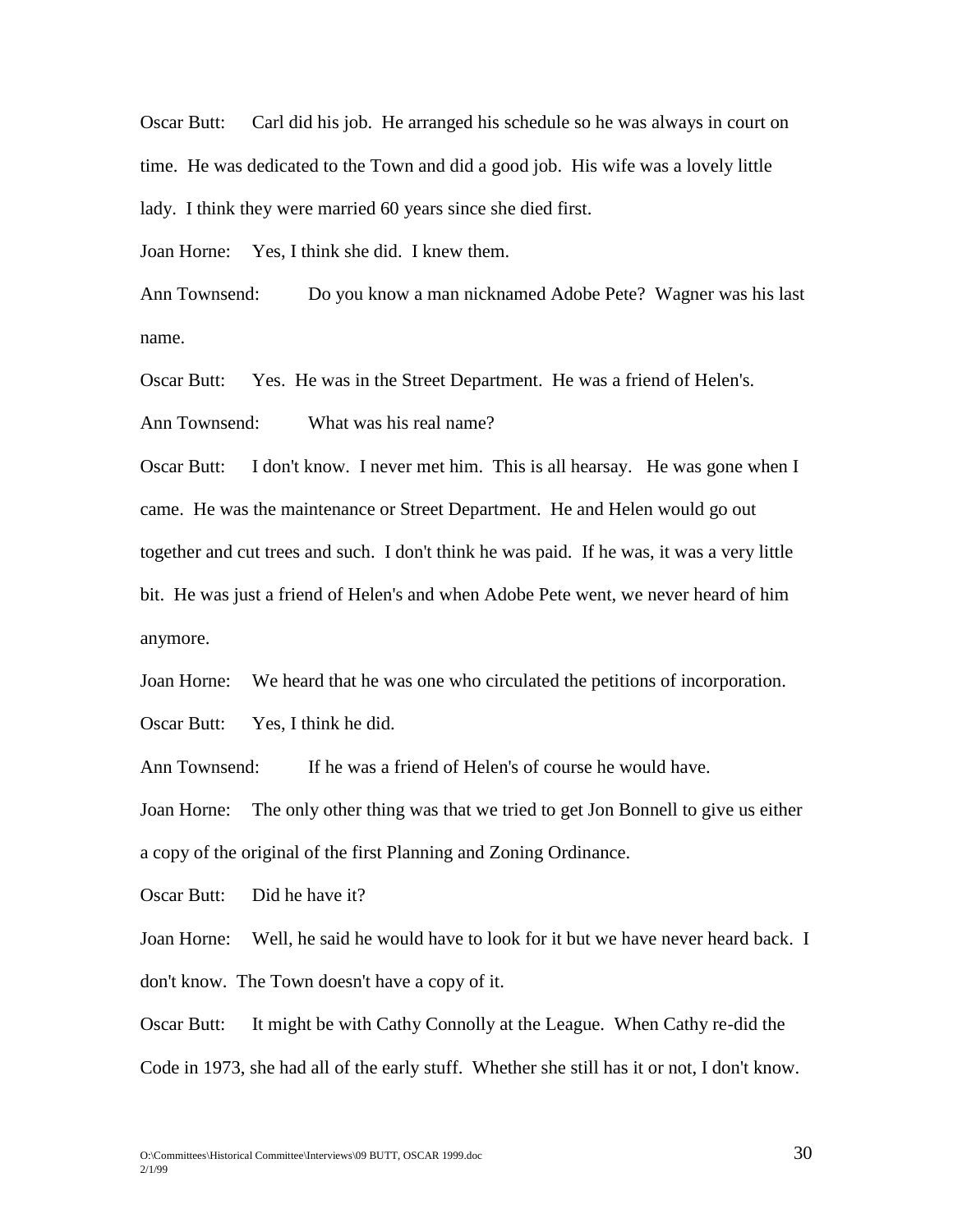Oscar Butt: Carl did his job. He arranged his schedule so he was always in court on time. He was dedicated to the Town and did a good job. His wife was a lovely little lady. I think they were married 60 years since she died first.

Joan Horne: Yes, I think she did. I knew them.

Ann Townsend: Do you know a man nicknamed Adobe Pete? Wagner was his last name.

Oscar Butt: Yes. He was in the Street Department. He was a friend of Helen's.

Ann Townsend: What was his real name?

Oscar Butt: I don't know. I never met him. This is all hearsay. He was gone when I came. He was the maintenance or Street Department. He and Helen would go out together and cut trees and such. I don't think he was paid. If he was, it was a very little bit. He was just a friend of Helen's and when Adobe Pete went, we never heard of him anymore.

Joan Horne: We heard that he was one who circulated the petitions of incorporation.

Oscar Butt: Yes, I think he did.

Ann Townsend: If he was a friend of Helen's of course he would have.

Joan Horne: The only other thing was that we tried to get Jon Bonnell to give us either a copy of the original of the first Planning and Zoning Ordinance.

Oscar Butt: Did he have it?

Joan Horne: Well, he said he would have to look for it but we have never heard back. I don't know. The Town doesn't have a copy of it.

Oscar Butt: It might be with Cathy Connolly at the League. When Cathy re-did the Code in 1973, she had all of the early stuff. Whether she still has it or not, I don't know.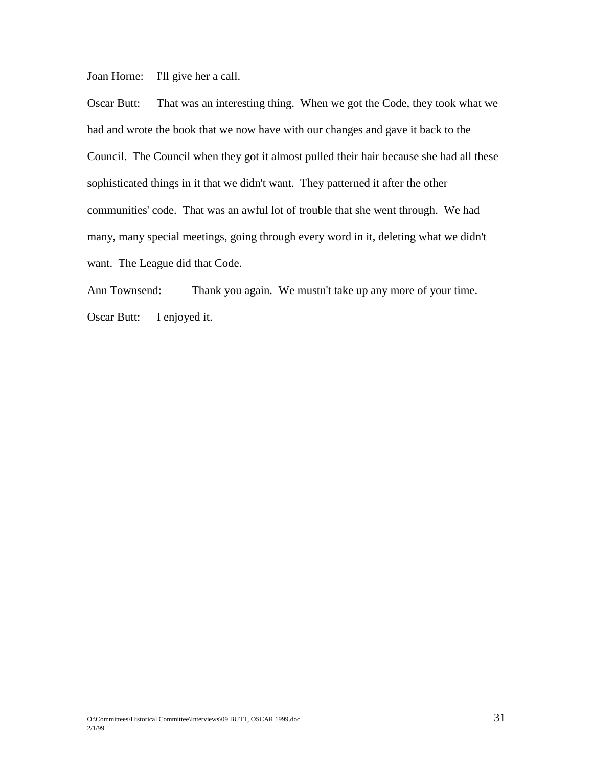Joan Horne: I'll give her a call.

Oscar Butt: That was an interesting thing. When we got the Code, they took what we had and wrote the book that we now have with our changes and gave it back to the Council. The Council when they got it almost pulled their hair because she had all these sophisticated things in it that we didn't want. They patterned it after the other communities' code. That was an awful lot of trouble that she went through. We had many, many special meetings, going through every word in it, deleting what we didn't want. The League did that Code.

Ann Townsend: Thank you again. We mustn't take up any more of your time.

Oscar Butt: I enjoyed it.